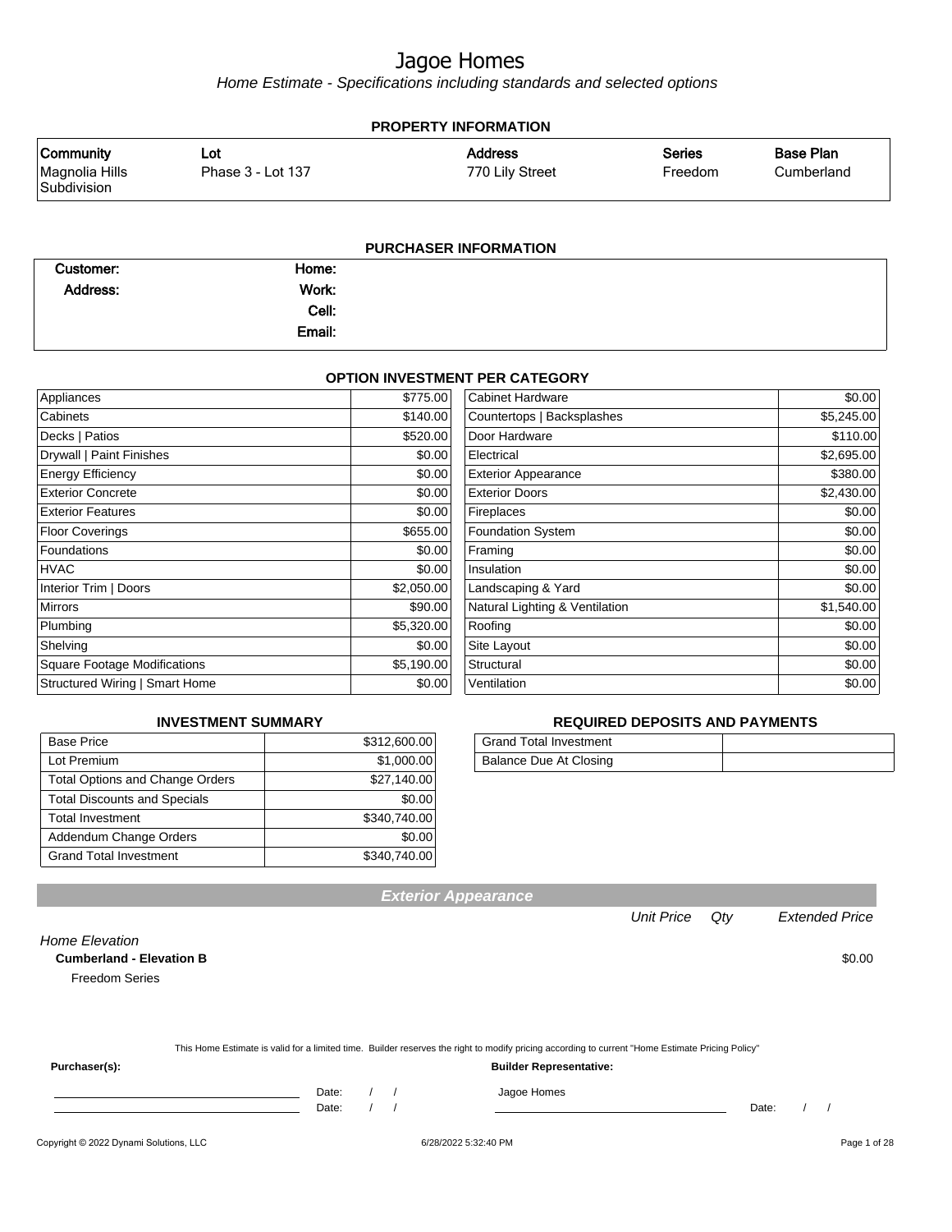# Jagoe Homes

*Home Estimate - Specifications including standards and selected options*

## PROPERTY INFORMATION

| Community | Lot | Address | Series | Base Plan |
|---|---|---|---|---|
| Magnolia Hills Subdivision | Phase 3 - Lot 137 | 770 Lily Street | Freedom | Cumberland |

## PURCHASER INFORMATION

| | | | |
|---|---|---|---|
| Customer: | | Home: | |
| Address: | | Work: | |
| | | Cell: | |
| | | Email: | |

## OPTION INVESTMENT PER CATEGORY

| Category | Amount | Category | Amount |
|---|---|---|---|
| Appliances | $775.00 | Cabinet Hardware | $0.00 |
| Cabinets | $140.00 | Countertops \| Backsplashes | $5,245.00 |
| Decks \| Patios | $520.00 | Door Hardware | $110.00 |
| Drywall \| Paint Finishes | $0.00 | Electrical | $2,695.00 |
| Energy Efficiency | $0.00 | Exterior Appearance | $380.00 |
| Exterior Concrete | $0.00 | Exterior Doors | $2,430.00 |
| Exterior Features | $0.00 | Fireplaces | $0.00 |
| Floor Coverings | $655.00 | Foundation System | $0.00 |
| Foundations | $0.00 | Framing | $0.00 |
| HVAC | $0.00 | Insulation | $0.00 |
| Interior Trim \| Doors | $2,050.00 | Landscaping & Yard | $0.00 |
| Mirrors | $90.00 | Natural Lighting & Ventilation | $1,540.00 |
| Plumbing | $5,320.00 | Roofing | $0.00 |
| Shelving | $0.00 | Site Layout | $0.00 |
| Square Footage Modifications | $5,190.00 | Structural | $0.00 |
| Structured Wiring \| Smart Home | $0.00 | Ventilation | $0.00 |

## INVESTMENT SUMMARY

| Item | Amount |
|---|---|
| Base Price | $312,600.00 |
| Lot Premium | $1,000.00 |
| Total Options and Change Orders | $27,140.00 |
| Total Discounts and Specials | $0.00 |
| Total Investment | $340,740.00 |
| Addendum Change Orders | $0.00 |
| Grand Total Investment | $340,740.00 |

## REQUIRED DEPOSITS AND PAYMENTS

| Item | Amount |
|---|---|
| Grand Total Investment | |
| Balance Due At Closing | |

## Exterior Appearance

| | Unit Price | Qty | Extended Price |
|---|---|---|---|
| *Home Elevation* | | | |
| **Cumberland - Elevation B** | | | $0.00 |
| Freedom Series | | | |

This Home Estimate is valid for a limited time. Builder reserves the right to modify pricing according to current "Home Estimate Pricing Policy"

**Purchaser(s):**

______________________________ Date: / /

______________________________ Date: / /

**Builder Representative:**

Jagoe Homes

______________________________ Date: / /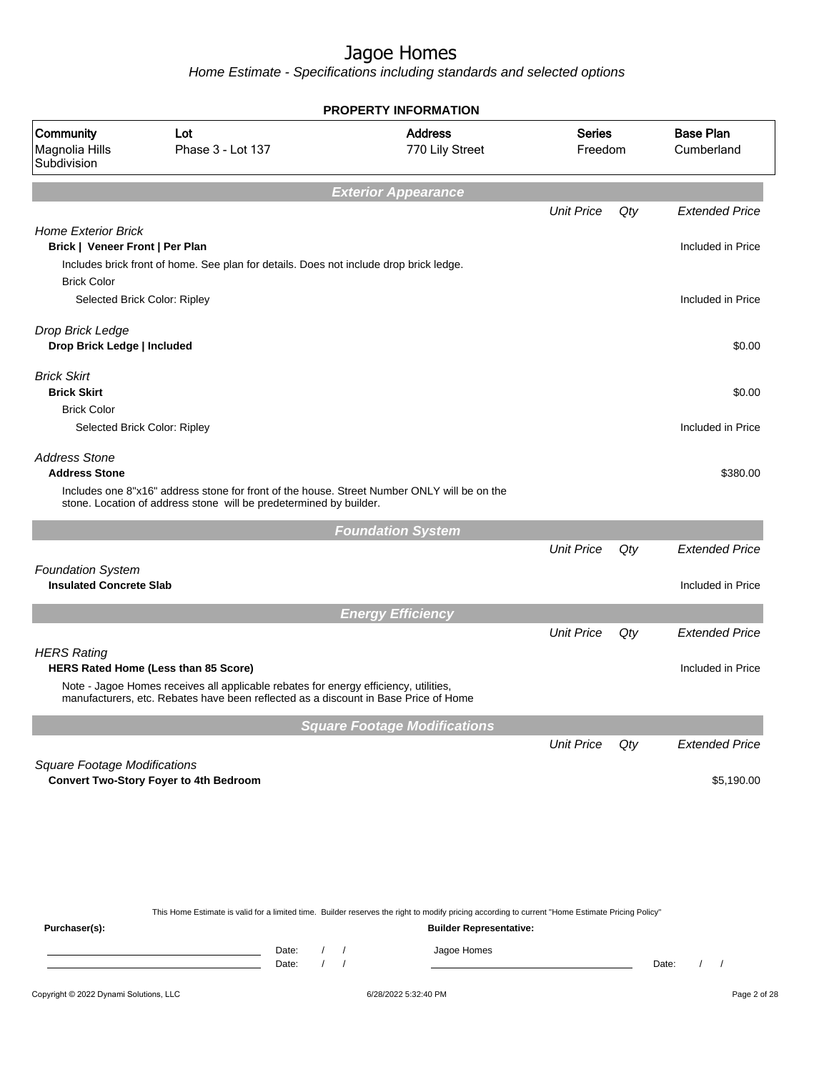# Jagoe Homes

*Home Estimate - Specifications including standards and selected options*

## PROPERTY INFORMATION

| Community | Lot | Address | Series | Base Plan |
|---|---|---|---|---|
| Magnolia Hills Subdivision | Phase 3 - Lot 137 | 770 Lily Street | Freedom | Cumberland |

## *Exterior Appearance*

| | Unit Price | Qty | Extended Price |
|---|---|---|---|
| *Home Exterior Brick* | | | |
| **Brick \| Veneer Front \| Per Plan** | | | Included in Price |
| Includes brick front of home. See plan for details. Does not include drop brick ledge. | | | |
| Brick Color | | | |
| Selected Brick Color: Ripley | | | Included in Price |
| *Drop Brick Ledge* | | | |
| **Drop Brick Ledge \| Included** | | | $0.00 |
| *Brick Skirt* | | | |
| **Brick Skirt** | | | $0.00 |
| Brick Color | | | |
| Selected Brick Color: Ripley | | | Included in Price |
| *Address Stone* | | | |
| **Address Stone** | | | $380.00 |
| Includes one 8"x16" address stone for front of the house. Street Number ONLY will be on the stone. Location of address stone will be predetermined by builder. | | | |

## *Foundation System*

| | Unit Price | Qty | Extended Price |
|---|---|---|---|
| *Foundation System* | | | |
| **Insulated Concrete Slab** | | | Included in Price |

## *Energy Efficiency*

| | Unit Price | Qty | Extended Price |
|---|---|---|---|
| *HERS Rating* | | | |
| **HERS Rated Home (Less than 85 Score)** | | | Included in Price |
| Note - Jagoe Homes receives all applicable rebates for energy efficiency, utilities, manufacturers, etc. Rebates have been reflected as a discount in Base Price of Home | | | |

## *Square Footage Modifications*

| | Unit Price | Qty | Extended Price |
|---|---|---|---|
| *Square Footage Modifications* | | | |
| **Convert Two-Story Foyer to 4th Bedroom** | | | $5,190.00 |

This Home Estimate is valid for a limited time. Builder reserves the right to modify pricing according to current "Home Estimate Pricing Policy"

**Purchaser(s):**

Date: / /

Date: / /

**Builder Representative:**

Jagoe Homes

Date: / /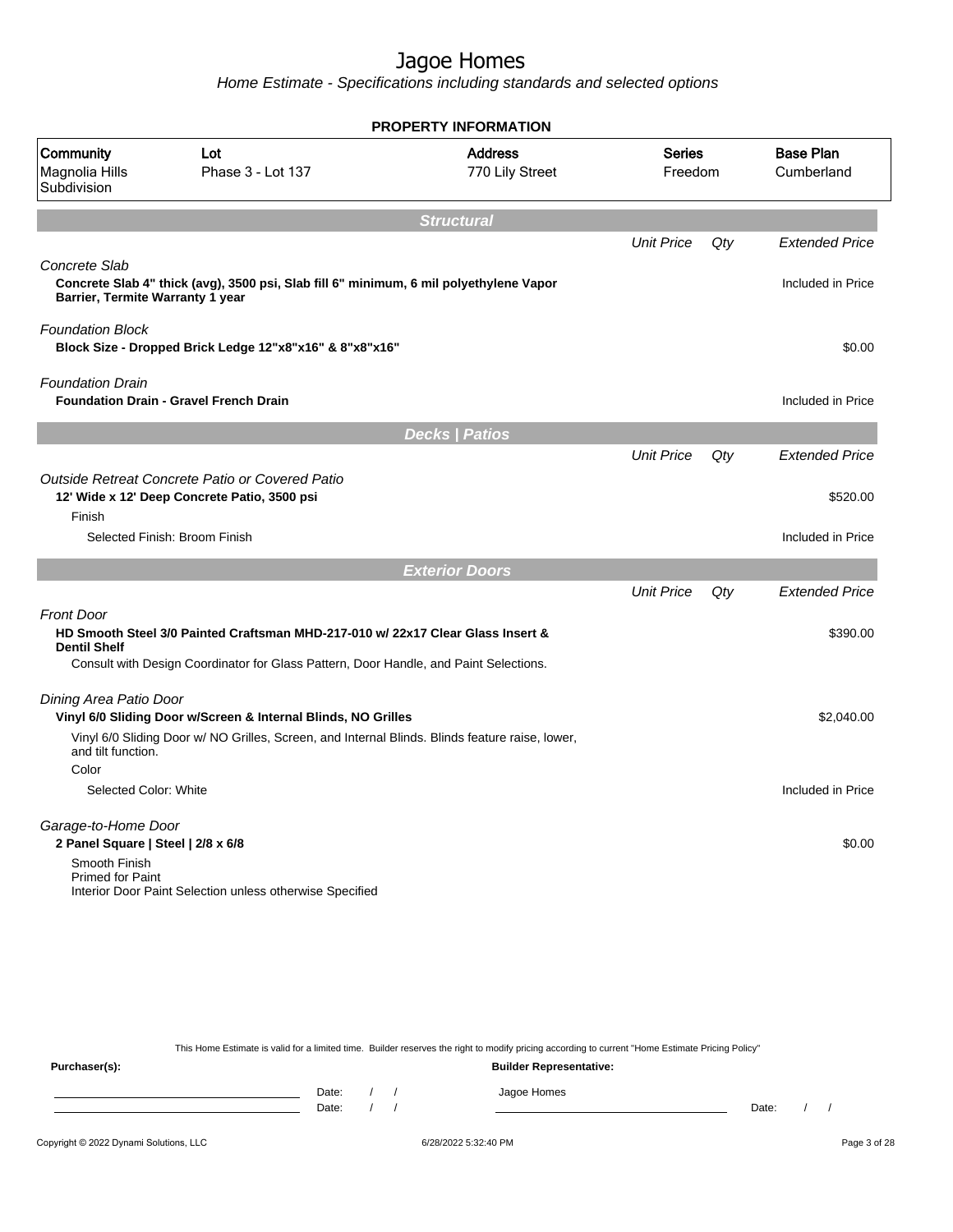# Jagoe Homes

*Home Estimate - Specifications including standards and selected options*

## PROPERTY INFORMATION

| Community | Lot | Address | Series | Base Plan |
|---|---|---|---|---|
| Magnolia Hills Subdivision | Phase 3 - Lot 137 | 770 Lily Street | Freedom | Cumberland |

## Structural

| | Unit Price | Qty | Extended Price |
|---|---|---|---|
| *Concrete Slab* | | | |
| **Concrete Slab 4" thick (avg), 3500 psi, Slab fill 6" minimum, 6 mil polyethylene Vapor Barrier, Termite Warranty 1 year** | | | Included in Price |
| *Foundation Block* | | | |
| **Block Size - Dropped Brick Ledge 12"x8"x16" & 8"x8"x16"** | | | $0.00 |
| *Foundation Drain* | | | |
| **Foundation Drain - Gravel French Drain** | | | Included in Price |

## Decks | Patios

| | Unit Price | Qty | Extended Price |
|---|---|---|---|
| *Outside Retreat Concrete Patio or Covered Patio* | | | |
| **12' Wide x 12' Deep Concrete Patio, 3500 psi** | | | $520.00 |
| Finish | | | |
| Selected Finish: Broom Finish | | | Included in Price |

## Exterior Doors

| | Unit Price | Qty | Extended Price |
|---|---|---|---|
| *Front Door* | | | |
| **HD Smooth Steel 3/0 Painted Craftsman MHD-217-010 w/ 22x17 Clear Glass Insert & Dentil Shelf** | | | $390.00 |
| Consult with Design Coordinator for Glass Pattern, Door Handle, and Paint Selections. | | | |
| *Dining Area Patio Door* | | | |
| **Vinyl 6/0 Sliding Door w/Screen & Internal Blinds, NO Grilles** | | | $2,040.00 |
| Vinyl 6/0 Sliding Door w/ NO Grilles, Screen, and Internal Blinds. Blinds feature raise, lower, and tilt function. | | | |
| Color | | | |
| Selected Color: White | | | Included in Price |
| *Garage-to-Home Door* | | | |
| **2 Panel Square \| Steel \| 2/8 x 6/8** | | | $0.00 |
| Smooth Finish<br>Primed for Paint<br>Interior Door Paint Selection unless otherwise Specified | | | |

This Home Estimate is valid for a limited time. Builder reserves the right to modify pricing according to current "Home Estimate Pricing Policy"

**Purchaser(s):**

Date: / /

Date: / /

**Builder Representative:**

Jagoe Homes

Date: / /

Copyright © 2022 Dynami Solutions, LLC — 6/28/2022 5:32:40 PM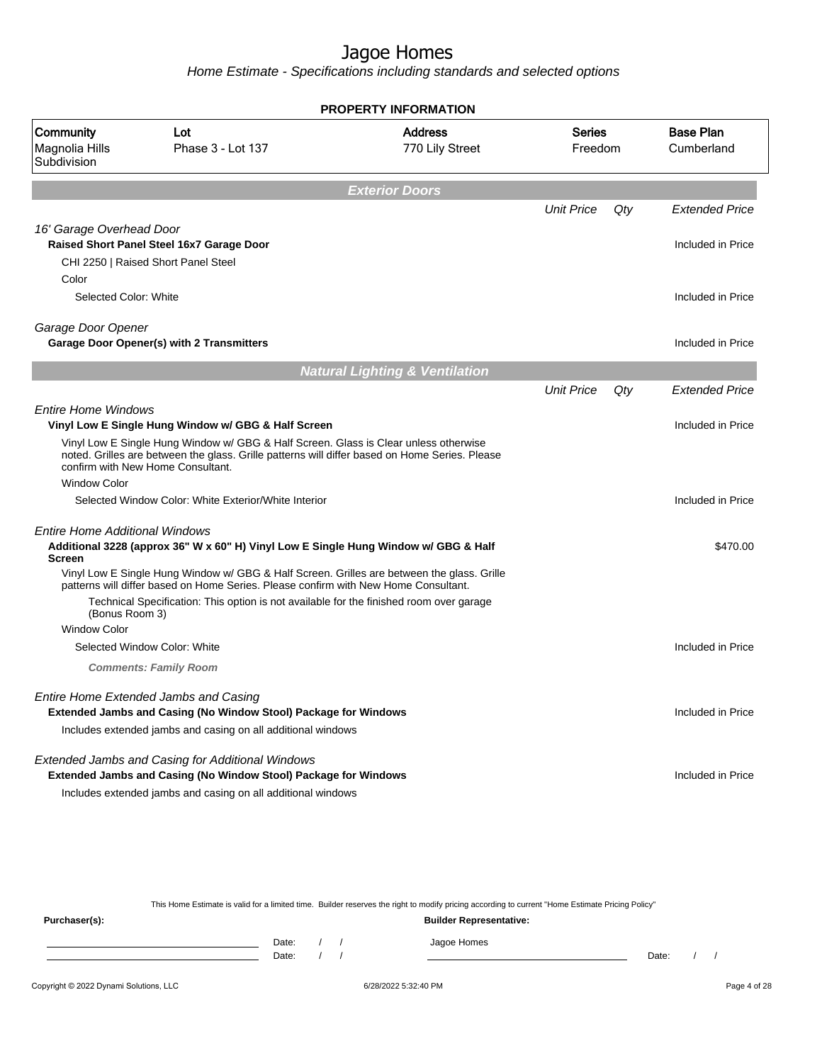# Jagoe Homes

*Home Estimate - Specifications including standards and selected options*

## PROPERTY INFORMATION

| Community | Lot | Address | Series | Base Plan |
|---|---|---|---|---|
| Magnolia Hills Subdivision | Phase 3 - Lot 137 | 770 Lily Street | Freedom | Cumberland |

### *Exterior Doors*

| | Unit Price | Qty | Extended Price |
|---|---|---|---|
| *16' Garage Overhead Door* | | | |
| **Raised Short Panel Steel 16x7 Garage Door** | | | Included in Price |
| CHI 2250 \| Raised Short Panel Steel | | | |
| Color | | | |
| Selected Color: White | | | Included in Price |
| *Garage Door Opener* | | | |
| **Garage Door Opener(s) with 2 Transmitters** | | | Included in Price |

### *Natural Lighting & Ventilation*

| | Unit Price | Qty | Extended Price |
|---|---|---|---|
| *Entire Home Windows* | | | |
| **Vinyl Low E Single Hung Window w/ GBG & Half Screen** | | | Included in Price |
| Vinyl Low E Single Hung Window w/ GBG & Half Screen. Glass is Clear unless otherwise noted. Grilles are between the glass. Grille patterns will differ based on Home Series. Please confirm with New Home Consultant. | | | |
| Window Color | | | |
| Selected Window Color: White Exterior/White Interior | | | Included in Price |
| *Entire Home Additional Windows* | | | |
| **Additional 3228 (approx 36" W x 60" H) Vinyl Low E Single Hung Window w/ GBG & Half Screen** | | | $470.00 |
| Vinyl Low E Single Hung Window w/ GBG & Half Screen. Grilles are between the glass. Grille patterns will differ based on Home Series. Please confirm with New Home Consultant. | | | |
| Technical Specification: This option is not available for the finished room over garage (Bonus Room 3) | | | |
| Window Color | | | |
| Selected Window Color: White | | | Included in Price |
| ***Comments: Family Room*** | | | |
| *Entire Home Extended Jambs and Casing* | | | |
| **Extended Jambs and Casing (No Window Stool) Package for Windows** | | | Included in Price |
| Includes extended jambs and casing on all additional windows | | | |
| *Extended Jambs and Casing for Additional Windows* | | | |
| **Extended Jambs and Casing (No Window Stool) Package for Windows** | | | Included in Price |
| Includes extended jambs and casing on all additional windows | | | |

This Home Estimate is valid for a limited time. Builder reserves the right to modify pricing according to current "Home Estimate Pricing Policy"

**Purchaser(s):**

Date: / /

Date: / /

**Builder Representative:**

Jagoe Homes

Date: / /

Copyright © 2022 Dynami Solutions, LLC — 6/28/2022 5:32:40 PM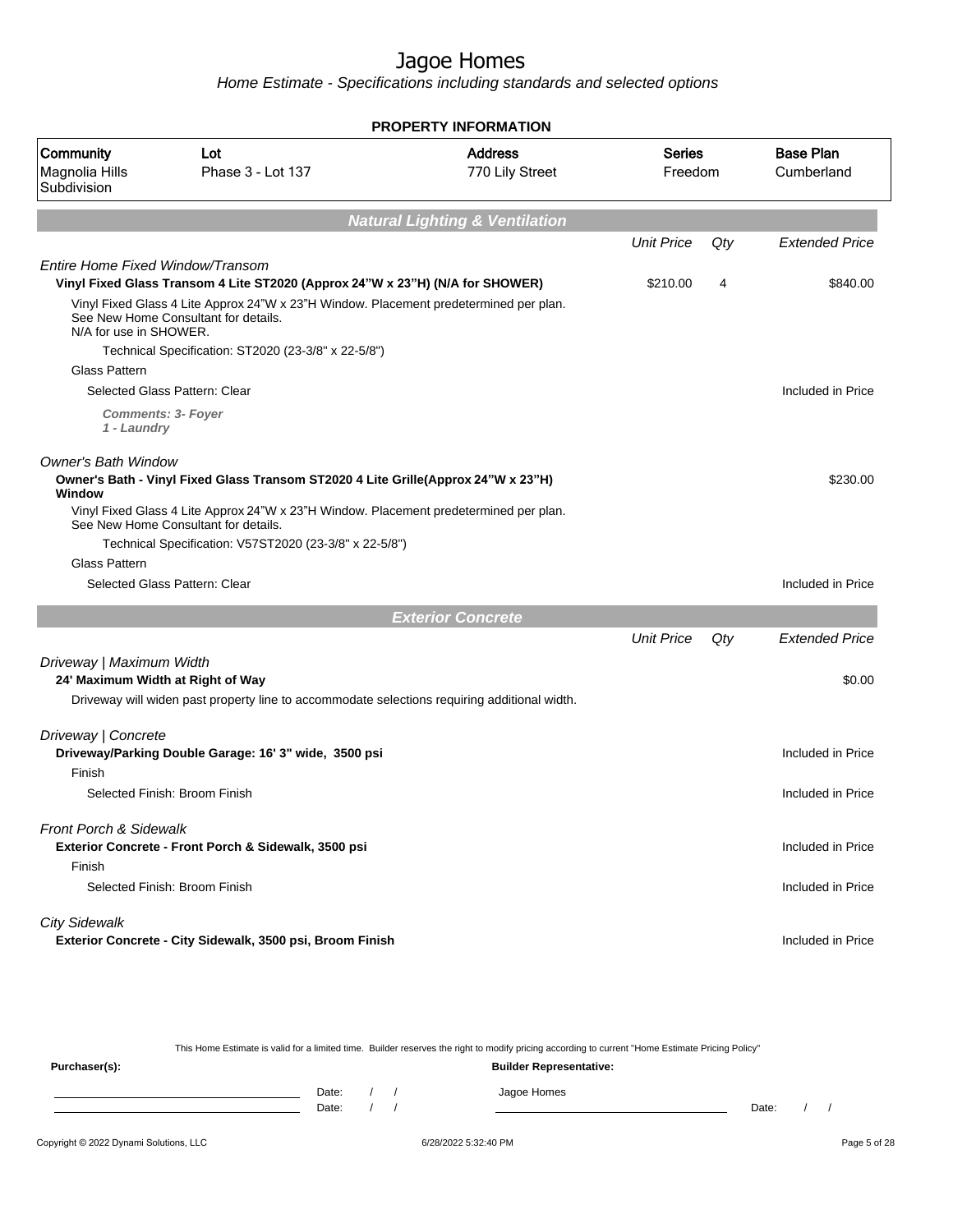# Jagoe Homes

*Home Estimate - Specifications including standards and selected options*

## PROPERTY INFORMATION

| Community | Lot | Address | Series | Base Plan |
|---|---|---|---|---|
| Magnolia Hills Subdivision | Phase 3 - Lot 137 | 770 Lily Street | Freedom | Cumberland |

## Natural Lighting & Ventilation

| | Unit Price | Qty | Extended Price |
|---|---|---|---|
| *Entire Home Fixed Window/Transom* | | | |
| **Vinyl Fixed Glass Transom 4 Lite ST2020 (Approx 24"W x 23"H) (N/A for SHOWER)** | $210.00 | 4 | $840.00 |
| Vinyl Fixed Glass 4 Lite Approx 24"W x 23"H Window. Placement predetermined per plan. See New Home Consultant for details. N/A for use in SHOWER. | | | |
| Technical Specification: ST2020 (23-3/8" x 22-5/8") | | | |
| Glass Pattern | | | |
| Selected Glass Pattern: Clear | | | Included in Price |
| ***Comments: 3- Foyer 1 - Laundry*** | | | |
| *Owner's Bath Window* | | | |
| **Owner's Bath - Vinyl Fixed Glass Transom ST2020 4 Lite Grille(Approx 24"W x 23"H) Window** | | | $230.00 |
| Vinyl Fixed Glass 4 Lite Approx 24"W x 23"H Window. Placement predetermined per plan. See New Home Consultant for details. | | | |
| Technical Specification: V57ST2020 (23-3/8" x 22-5/8") | | | |
| Glass Pattern | | | |
| Selected Glass Pattern: Clear | | | Included in Price |

## Exterior Concrete

| | Unit Price | Qty | Extended Price |
|---|---|---|---|
| *Driveway \| Maximum Width* | | | |
| **24' Maximum Width at Right of Way** | | | $0.00 |
| Driveway will widen past property line to accommodate selections requiring additional width. | | | |
| *Driveway \| Concrete* | | | |
| **Driveway/Parking Double Garage: 16' 3" wide, 3500 psi** | | | Included in Price |
| Finish | | | |
| Selected Finish: Broom Finish | | | Included in Price |
| *Front Porch & Sidewalk* | | | |
| **Exterior Concrete - Front Porch & Sidewalk, 3500 psi** | | | Included in Price |
| Finish | | | |
| Selected Finish: Broom Finish | | | Included in Price |
| *City Sidewalk* | | | |
| **Exterior Concrete - City Sidewalk, 3500 psi, Broom Finish** | | | Included in Price |

This Home Estimate is valid for a limited time. Builder reserves the right to modify pricing according to current "Home Estimate Pricing Policy"

**Purchaser(s):** Date: / / Date: / /

**Builder Representative:** Jagoe Homes Date: / /

Copyright © 2022 Dynami Solutions, LLC 6/28/2022 5:32:40 PM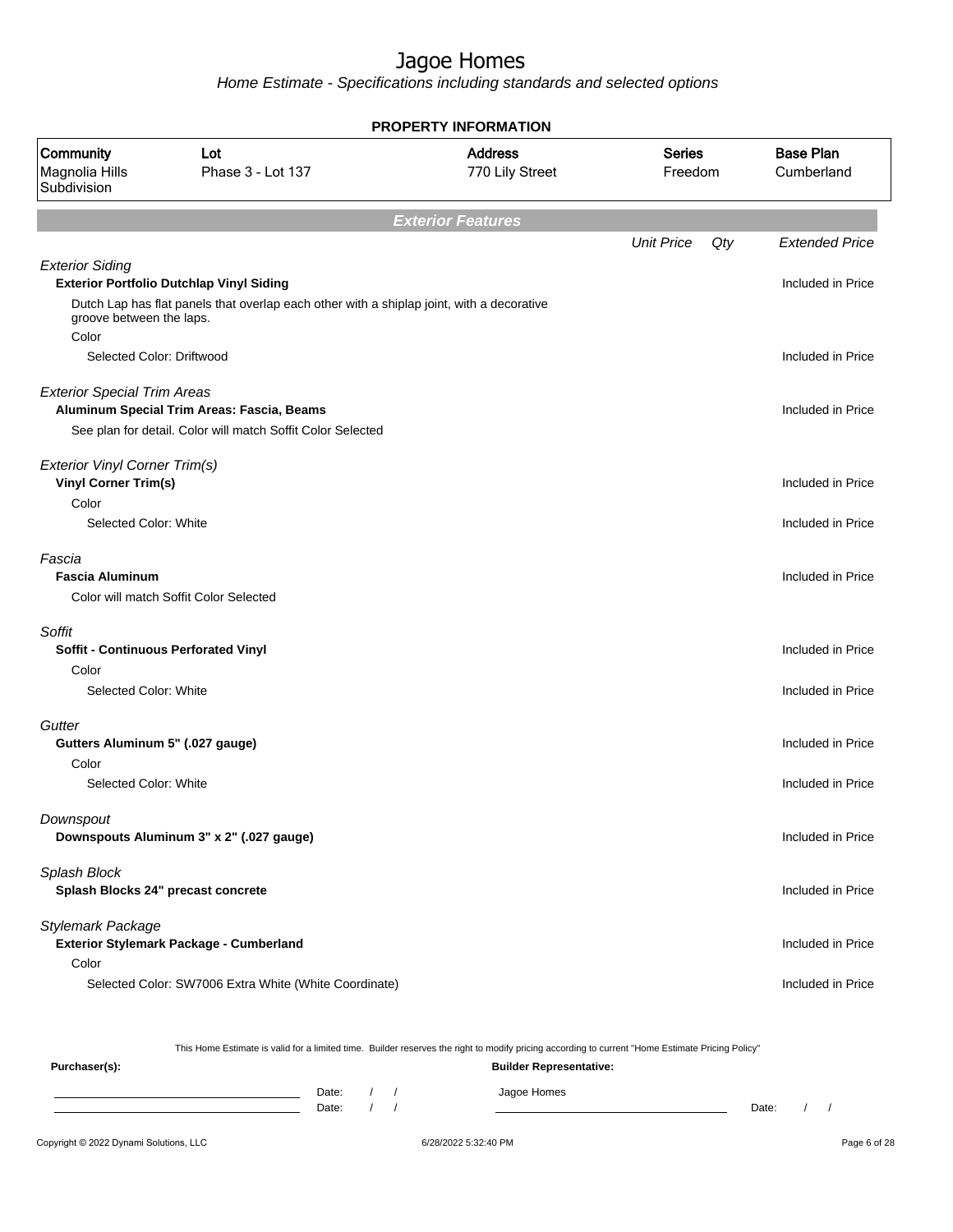# Jagoe Homes

*Home Estimate - Specifications including standards and selected options*

**PROPERTY INFORMATION**

| Community | Lot | Address | Series | Base Plan |
|---|---|---|---|---|
| Magnolia Hills Subdivision | Phase 3 - Lot 137 | 770 Lily Street | Freedom | Cumberland |

## Exterior Features

| | Unit Price | Qty | Extended Price |
|---|---|---|---|
| *Exterior Siding* | | | |
| **Exterior Portfolio Dutchlap Vinyl Siding** | | | Included in Price |
| Dutch Lap has flat panels that overlap each other with a shiplap joint, with a decorative groove between the laps. | | | |
| Color | | | |
| Selected Color: Driftwood | | | Included in Price |
| *Exterior Special Trim Areas* | | | |
| **Aluminum Special Trim Areas: Fascia, Beams** | | | Included in Price |
| See plan for detail. Color will match Soffit Color Selected | | | |
| *Exterior Vinyl Corner Trim(s)* | | | |
| **Vinyl Corner Trim(s)** | | | Included in Price |
| Color | | | |
| Selected Color: White | | | Included in Price |
| *Fascia* | | | |
| **Fascia Aluminum** | | | Included in Price |
| Color will match Soffit Color Selected | | | |
| *Soffit* | | | |
| **Soffit - Continuous Perforated Vinyl** | | | Included in Price |
| Color | | | |
| Selected Color: White | | | Included in Price |
| *Gutter* | | | |
| **Gutters Aluminum 5" (.027 gauge)** | | | Included in Price |
| Color | | | |
| Selected Color: White | | | Included in Price |
| *Downspout* | | | |
| **Downspouts Aluminum 3" x 2" (.027 gauge)** | | | Included in Price |
| *Splash Block* | | | |
| **Splash Blocks 24" precast concrete** | | | Included in Price |
| *Stylemark Package* | | | |
| **Exterior Stylemark Package - Cumberland** | | | Included in Price |
| Color | | | |
| Selected Color: SW7006 Extra White (White Coordinate) | | | Included in Price |

This Home Estimate is valid for a limited time. Builder reserves the right to modify pricing according to current "Home Estimate Pricing Policy"

**Purchaser(s):**

Date: / /

Date: / /

**Builder Representative:**

Jagoe Homes

Date: / /

Copyright © 2022 Dynami Solutions, LLC — 6/28/2022 5:32:40 PM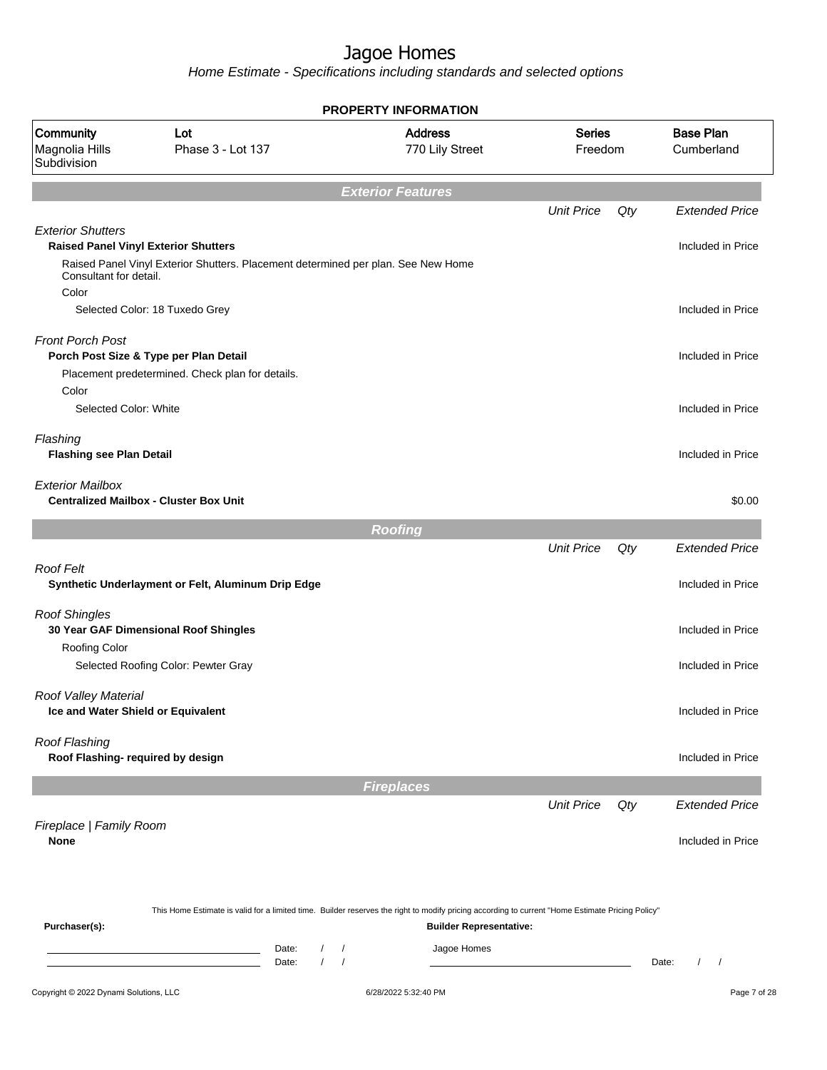# Jagoe Homes

*Home Estimate - Specifications including standards and selected options*

## PROPERTY INFORMATION

| Community | Lot | Address | Series | Base Plan |
|---|---|---|---|---|
| Magnolia Hills Subdivision | Phase 3 - Lot 137 | 770 Lily Street | Freedom | Cumberland |

## Exterior Features

| | Unit Price | Qty | Extended Price |
|---|---|---|---|
| *Exterior Shutters* | | | |
| **Raised Panel Vinyl Exterior Shutters** | | | Included in Price |
| Raised Panel Vinyl Exterior Shutters. Placement determined per plan. See New Home Consultant for detail. | | | |
| Color | | | |
| Selected Color: 18 Tuxedo Grey | | | Included in Price |
| *Front Porch Post* | | | |
| **Porch Post Size & Type per Plan Detail** | | | Included in Price |
| Placement predetermined. Check plan for details. | | | |
| Color | | | |
| Selected Color: White | | | Included in Price |
| *Flashing* | | | |
| **Flashing see Plan Detail** | | | Included in Price |
| *Exterior Mailbox* | | | |
| **Centralized Mailbox - Cluster Box Unit** | | | $0.00 |

## Roofing

| | Unit Price | Qty | Extended Price |
|---|---|---|---|
| *Roof Felt* | | | |
| **Synthetic Underlayment or Felt, Aluminum Drip Edge** | | | Included in Price |
| *Roof Shingles* | | | |
| **30 Year GAF Dimensional Roof Shingles** | | | Included in Price |
| Roofing Color | | | |
| Selected Roofing Color: Pewter Gray | | | Included in Price |
| *Roof Valley Material* | | | |
| **Ice and Water Shield or Equivalent** | | | Included in Price |
| *Roof Flashing* | | | |
| **Roof Flashing- required by design** | | | Included in Price |

## Fireplaces

| | Unit Price | Qty | Extended Price |
|---|---|---|---|
| *Fireplace \| Family Room* | | | |
| **None** | | | Included in Price |

This Home Estimate is valid for a limited time. Builder reserves the right to modify pricing according to current "Home Estimate Pricing Policy"

**Purchaser(s):**

Date: / /

Date: / /

**Builder Representative:**

Jagoe Homes

Date: / /

Copyright © 2022 Dynami Solutions, LLC — 6/28/2022 5:32:40 PM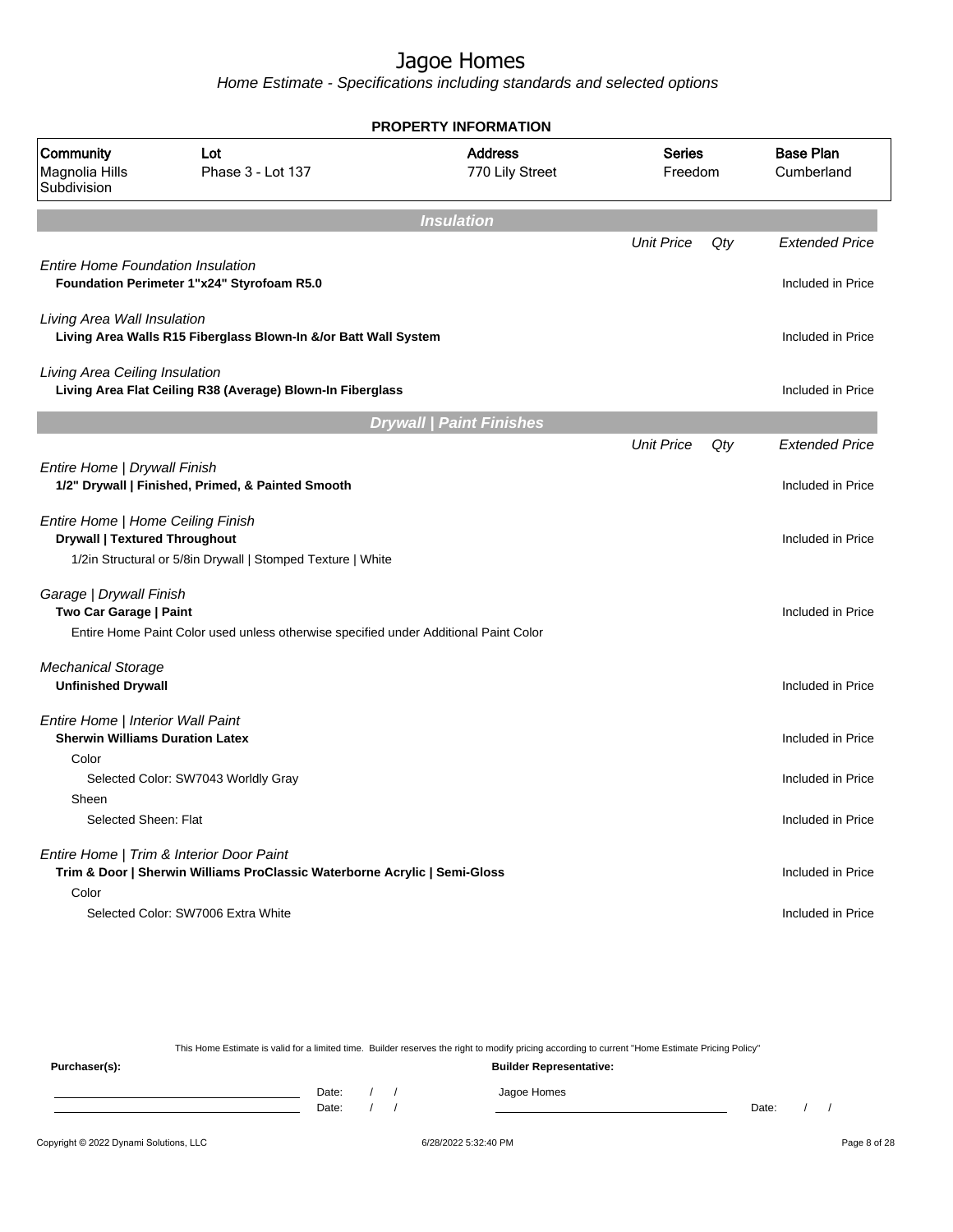# Jagoe Homes

*Home Estimate - Specifications including standards and selected options*

## PROPERTY INFORMATION

| Community | Lot | Address | Series | Base Plan |
|---|---|---|---|---|
| Magnolia Hills Subdivision | Phase 3 - Lot 137 | 770 Lily Street | Freedom | Cumberland |

## Insulation

| | Unit Price | Qty | Extended Price |
|---|---|---|---|
| *Entire Home Foundation Insulation* | | | |
| **Foundation Perimeter 1"x24" Styrofoam R5.0** | | | Included in Price |
| *Living Area Wall Insulation* | | | |
| **Living Area Walls R15 Fiberglass Blown-In &/or Batt Wall System** | | | Included in Price |
| *Living Area Ceiling Insulation* | | | |
| **Living Area Flat Ceiling R38 (Average) Blown-In Fiberglass** | | | Included in Price |

## Drywall | Paint Finishes

| | Unit Price | Qty | Extended Price |
|---|---|---|---|
| *Entire Home \| Drywall Finish* | | | |
| **1/2" Drywall \| Finished, Primed, & Painted Smooth** | | | Included in Price |
| *Entire Home \| Home Ceiling Finish* | | | |
| **Drywall \| Textured Throughout** | | | Included in Price |
| 1/2in Structural or 5/8in Drywall \| Stomped Texture \| White | | | |
| *Garage \| Drywall Finish* | | | |
| **Two Car Garage \| Paint** | | | Included in Price |
| Entire Home Paint Color used unless otherwise specified under Additional Paint Color | | | |
| *Mechanical Storage* | | | |
| **Unfinished Drywall** | | | Included in Price |
| *Entire Home \| Interior Wall Paint* | | | |
| **Sherwin Williams Duration Latex** | | | Included in Price |
| Color | | | |
| Selected Color: SW7043 Worldly Gray | | | Included in Price |
| Sheen | | | |
| Selected Sheen: Flat | | | Included in Price |
| *Entire Home \| Trim & Interior Door Paint* | | | |
| **Trim & Door \| Sherwin Williams ProClassic Waterborne Acrylic \| Semi-Gloss** | | | Included in Price |
| Color | | | |
| Selected Color: SW7006 Extra White | | | Included in Price |

This Home Estimate is valid for a limited time. Builder reserves the right to modify pricing according to current "Home Estimate Pricing Policy"

**Purchaser(s):** Date: / / Date: / /

**Builder Representative:** Jagoe Homes Date: / /

Copyright © 2022 Dynami Solutions, LLC 6/28/2022 5:32:40 PM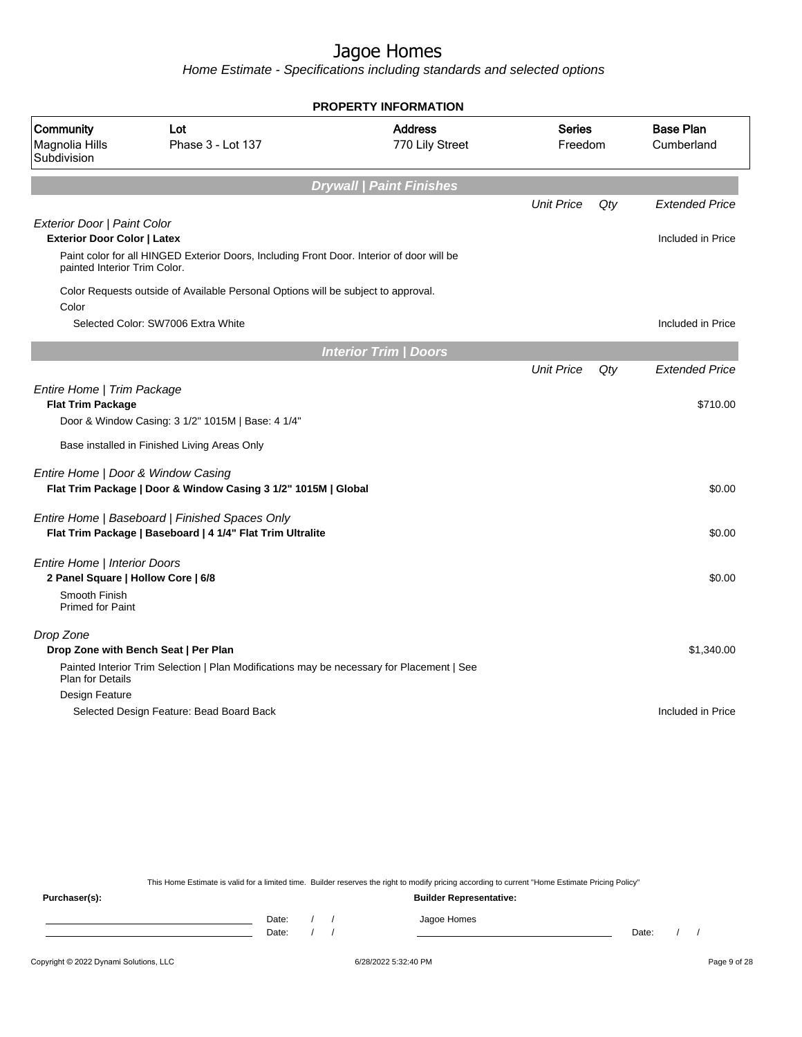# Jagoe Homes

*Home Estimate - Specifications including standards and selected options*

**PROPERTY INFORMATION**

| Community | Lot | Address | Series | Base Plan |
|---|---|---|---|---|
| Magnolia Hills Subdivision | Phase 3 - Lot 137 | 770 Lily Street | Freedom | Cumberland |

## Drywall | Paint Finishes

| | Unit Price | Qty | Extended Price |
|---|---|---|---|
| *Exterior Door \| Paint Color* | | | |
| **Exterior Door Color \| Latex** | | | Included in Price |
| Paint color for all HINGED Exterior Doors, Including Front Door. Interior of door will be painted Interior Trim Color. | | | |
| Color Requests outside of Available Personal Options will be subject to approval. | | | |
| Color | | | |
| Selected Color: SW7006 Extra White | | | Included in Price |

## Interior Trim | Doors

| | Unit Price | Qty | Extended Price |
|---|---|---|---|
| *Entire Home \| Trim Package* | | | |
| **Flat Trim Package** | | | $710.00 |
| Door & Window Casing: 3 1/2" 1015M \| Base: 4 1/4" | | | |
| Base installed in Finished Living Areas Only | | | |
| *Entire Home \| Door & Window Casing* | | | |
| **Flat Trim Package \| Door & Window Casing 3 1/2" 1015M \| Global** | | | $0.00 |
| *Entire Home \| Baseboard \| Finished Spaces Only* | | | |
| **Flat Trim Package \| Baseboard \| 4 1/4" Flat Trim Ultralite** | | | $0.00 |
| *Entire Home \| Interior Doors* | | | |
| **2 Panel Square \| Hollow Core \| 6/8** | | | $0.00 |
| Smooth Finish<br>Primed for Paint | | | |
| *Drop Zone* | | | |
| **Drop Zone with Bench Seat \| Per Plan** | | | $1,340.00 |
| Painted Interior Trim Selection \| Plan Modifications may be necessary for Placement \| See Plan for Details | | | |
| Design Feature | | | |
| Selected Design Feature: Bead Board Back | | | Included in Price |

This Home Estimate is valid for a limited time. Builder reserves the right to modify pricing according to current "Home Estimate Pricing Policy"

**Purchaser(s):** &nbsp;&nbsp;&nbsp;&nbsp; Date: / / &nbsp;&nbsp; Date: / /

**Builder Representative:** Jagoe Homes &nbsp;&nbsp;&nbsp;&nbsp; Date: / /

Copyright © 2022 Dynami Solutions, LLC &nbsp;&nbsp;&nbsp;&nbsp; 6/28/2022 5:32:40 PM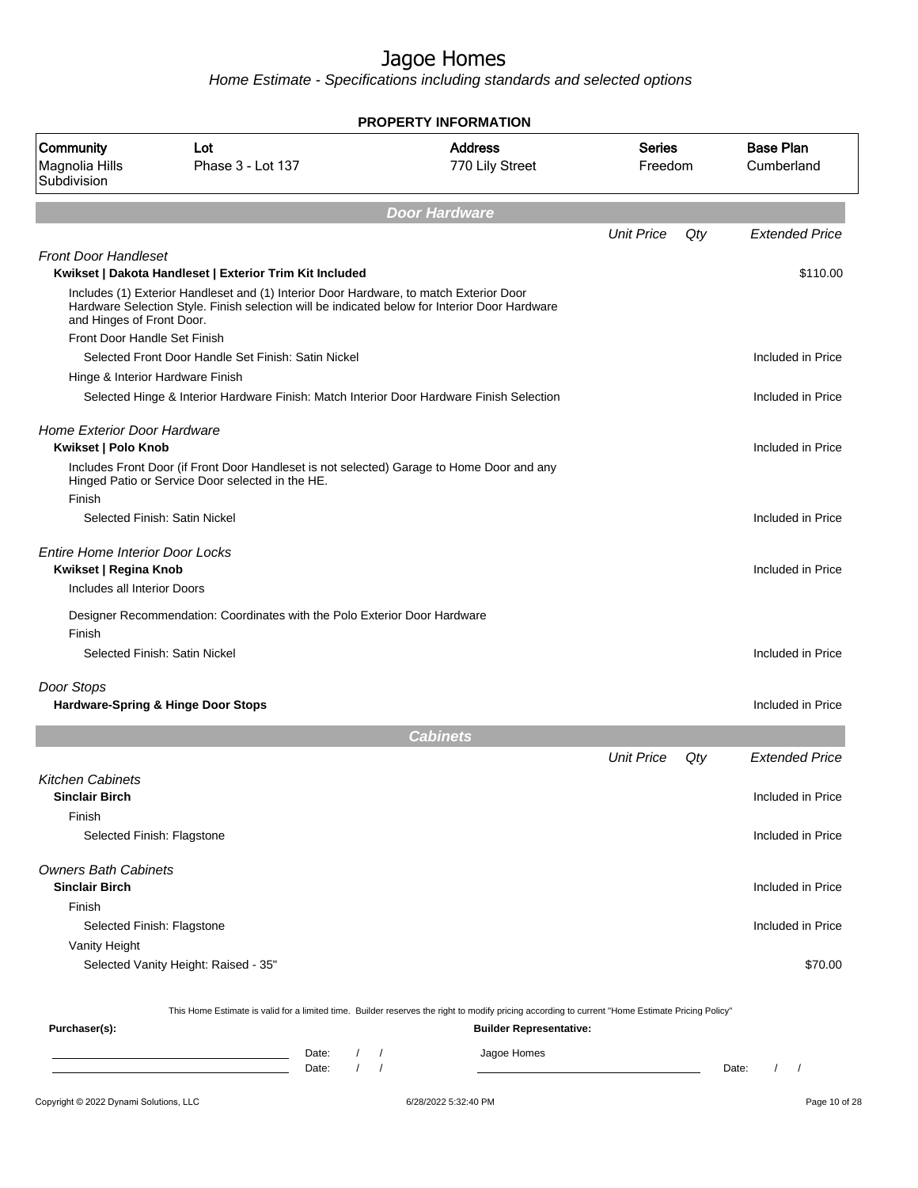# Jagoe Homes

*Home Estimate - Specifications including standards and selected options*

**PROPERTY INFORMATION**

| Community | Lot | Address | Series | Base Plan |
|---|---|---|---|---|
| Magnolia Hills Subdivision | Phase 3 - Lot 137 | 770 Lily Street | Freedom | Cumberland |

## Door Hardware

| | Unit Price | Qty | Extended Price |
|---|---|---|---|
| *Front Door Handleset* | | | |
| **Kwikset \| Dakota Handleset \| Exterior Trim Kit Included** | | | $110.00 |
| Includes (1) Exterior Handleset and (1) Interior Door Hardware, to match Exterior Door Hardware Selection Style. Finish selection will be indicated below for Interior Door Hardware and Hinges of Front Door. | | | |
| Front Door Handle Set Finish | | | |
| Selected Front Door Handle Set Finish: Satin Nickel | | | Included in Price |
| Hinge & Interior Hardware Finish | | | |
| Selected Hinge & Interior Hardware Finish: Match Interior Door Hardware Finish Selection | | | Included in Price |
| *Home Exterior Door Hardware* | | | |
| **Kwikset \| Polo Knob** | | | Included in Price |
| Includes Front Door (if Front Door Handleset is not selected) Garage to Home Door and any Hinged Patio or Service Door selected in the HE. | | | |
| Finish | | | |
| Selected Finish: Satin Nickel | | | Included in Price |
| *Entire Home Interior Door Locks* | | | |
| **Kwikset \| Regina Knob** | | | Included in Price |
| Includes all Interior Doors | | | |
| Designer Recommendation: Coordinates with the Polo Exterior Door Hardware | | | |
| Finish | | | |
| Selected Finish: Satin Nickel | | | Included in Price |
| *Door Stops* | | | |
| **Hardware-Spring & Hinge Door Stops** | | | Included in Price |

## Cabinets

| | Unit Price | Qty | Extended Price |
|---|---|---|---|
| *Kitchen Cabinets* | | | |
| **Sinclair Birch** | | | Included in Price |
| Finish | | | |
| Selected Finish: Flagstone | | | Included in Price |
| *Owners Bath Cabinets* | | | |
| **Sinclair Birch** | | | Included in Price |
| Finish | | | |
| Selected Finish: Flagstone | | | Included in Price |
| Vanity Height | | | |
| Selected Vanity Height: Raised - 35" | | | $70.00 |

This Home Estimate is valid for a limited time. Builder reserves the right to modify pricing according to current "Home Estimate Pricing Policy"

**Purchaser(s):**

Date: / /

Date: / /

**Builder Representative:**

Jagoe Homes

Date: / /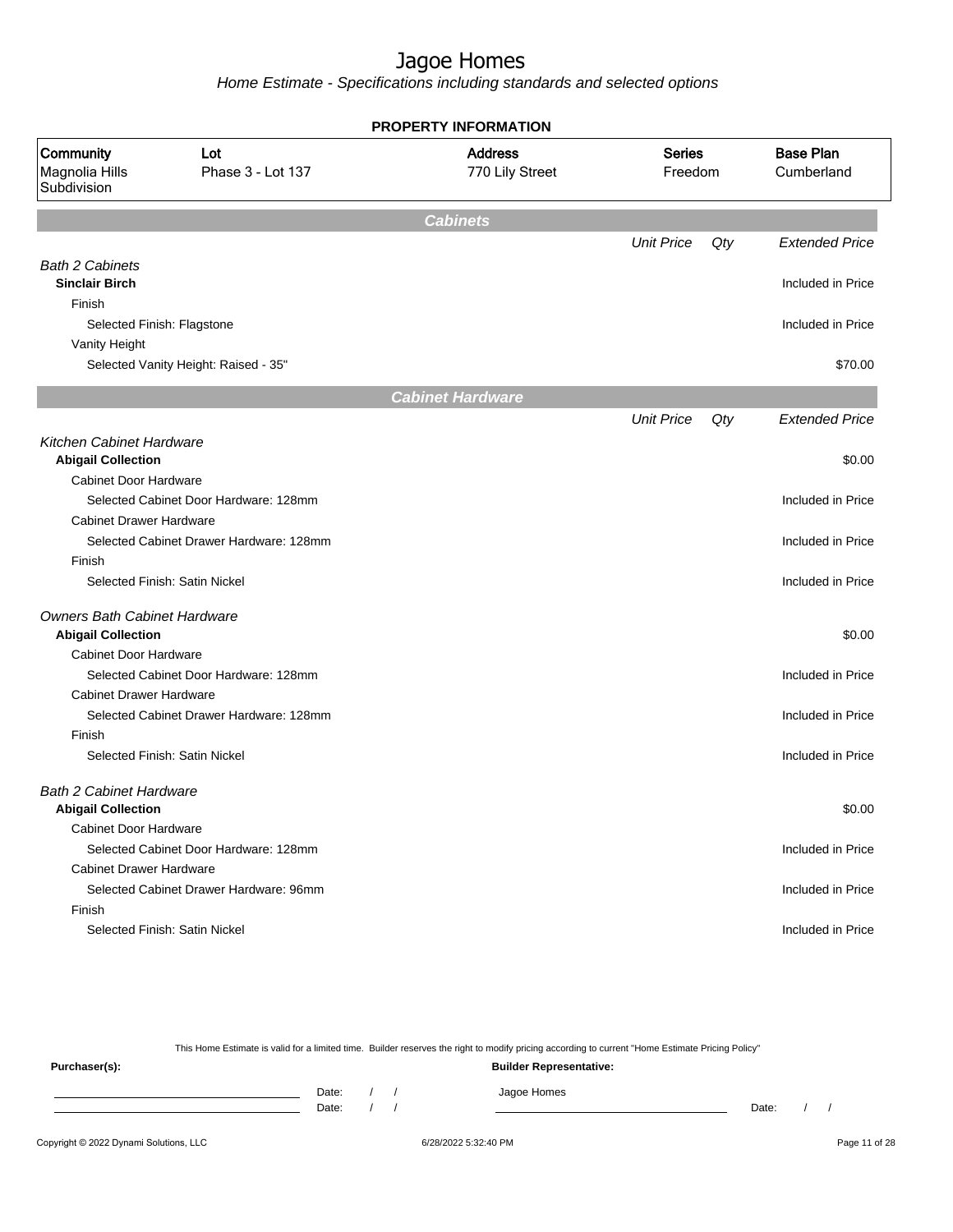# Jagoe Homes

*Home Estimate - Specifications including standards and selected options*

**PROPERTY INFORMATION**

| Community | Lot | Address | Series | Base Plan |
|---|---|---|---|---|
| Magnolia Hills Subdivision | Phase 3 - Lot 137 | 770 Lily Street | Freedom | Cumberland |

## Cabinets

| | Unit Price | Qty | Extended Price |
|---|---|---|---|
| *Bath 2 Cabinets* | | | |
| **Sinclair Birch** | | | Included in Price |
| Finish | | | |
| Selected Finish: Flagstone | | | Included in Price |
| Vanity Height | | | |
| Selected Vanity Height: Raised - 35" | | | $70.00 |

## Cabinet Hardware

| | Unit Price | Qty | Extended Price |
|---|---|---|---|
| *Kitchen Cabinet Hardware* | | | |
| **Abigail Collection** | | | $0.00 |
| Cabinet Door Hardware | | | |
| Selected Cabinet Door Hardware: 128mm | | | Included in Price |
| Cabinet Drawer Hardware | | | |
| Selected Cabinet Drawer Hardware: 128mm | | | Included in Price |
| Finish | | | |
| Selected Finish: Satin Nickel | | | Included in Price |
| *Owners Bath Cabinet Hardware* | | | |
| **Abigail Collection** | | | $0.00 |
| Cabinet Door Hardware | | | |
| Selected Cabinet Door Hardware: 128mm | | | Included in Price |
| Cabinet Drawer Hardware | | | |
| Selected Cabinet Drawer Hardware: 128mm | | | Included in Price |
| Finish | | | |
| Selected Finish: Satin Nickel | | | Included in Price |
| *Bath 2 Cabinet Hardware* | | | |
| **Abigail Collection** | | | $0.00 |
| Cabinet Door Hardware | | | |
| Selected Cabinet Door Hardware: 128mm | | | Included in Price |
| Cabinet Drawer Hardware | | | |
| Selected Cabinet Drawer Hardware: 96mm | | | Included in Price |
| Finish | | | |
| Selected Finish: Satin Nickel | | | Included in Price |

This Home Estimate is valid for a limited time. Builder reserves the right to modify pricing according to current "Home Estimate Pricing Policy"

**Purchaser(s):**

______________________ Date: / /

______________________ Date: / /

**Builder Representative:**

Jagoe Homes

______________________ Date: / /

Copyright © 2022 Dynami Solutions, LLC 6/28/2022 5:32:40 PM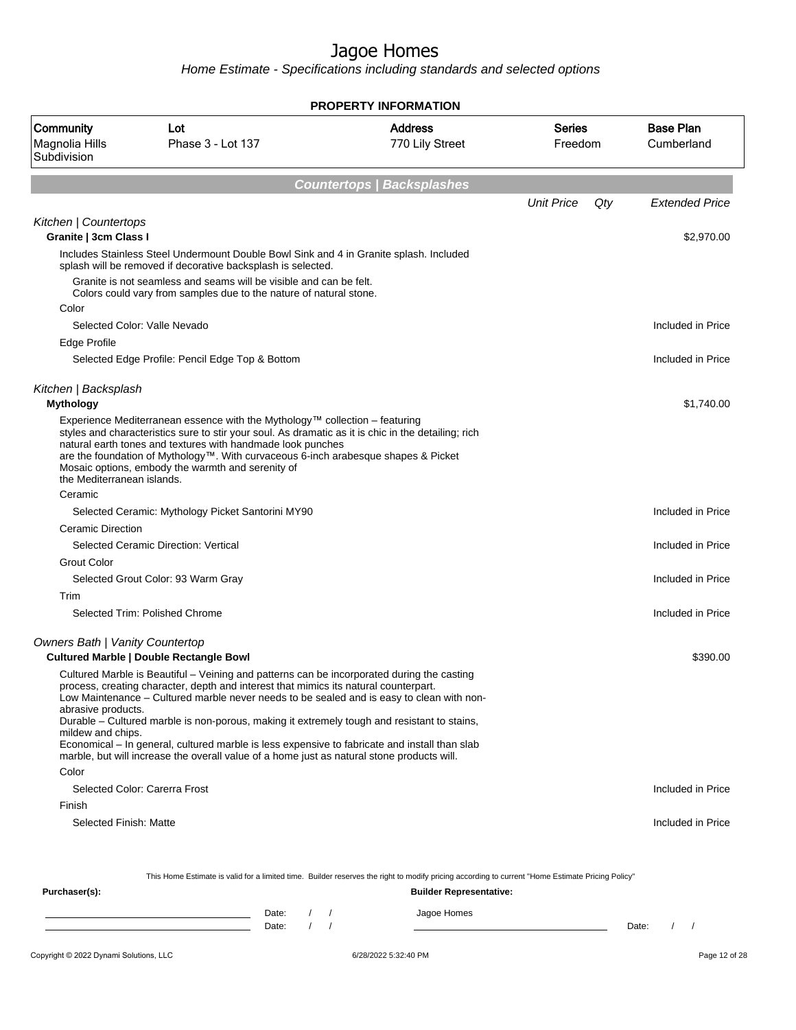# Jagoe Homes

*Home Estimate - Specifications including standards and selected options*

**PROPERTY INFORMATION**

| Community | Lot | Address | Series | Base Plan |
|---|---|---|---|---|
| Magnolia Hills Subdivision | Phase 3 - Lot 137 | 770 Lily Street | Freedom | Cumberland |

## Countertops | Backsplashes

| | Unit Price | Qty | Extended Price |
|---|---|---|---|
| *Kitchen \| Countertops* | | | |
| **Granite \| 3cm Class I** | | | $2,970.00 |
| Includes Stainless Steel Undermount Double Bowl Sink and 4 in Granite splash. Included splash will be removed if decorative backsplash is selected. | | | |
| Granite is not seamless and seams will be visible and can be felt. Colors could vary from samples due to the nature of natural stone. | | | |
| Color | | | |
| Selected Color: Valle Nevado | | | Included in Price |
| Edge Profile | | | |
| Selected Edge Profile: Pencil Edge Top & Bottom | | | Included in Price |
| *Kitchen \| Backsplash* | | | |
| **Mythology** | | | $1,740.00 |
| Experience Mediterranean essence with the Mythology™ collection – featuring styles and characteristics sure to stir your soul. As dramatic as it is chic in the detailing; rich natural earth tones and textures with handmade look punches are the foundation of Mythology™. With curvaceous 6-inch arabesque shapes & Picket Mosaic options, embody the warmth and serenity of the Mediterranean islands. | | | |
| Ceramic | | | |
| Selected Ceramic: Mythology Picket Santorini MY90 | | | Included in Price |
| Ceramic Direction | | | |
| Selected Ceramic Direction: Vertical | | | Included in Price |
| Grout Color | | | |
| Selected Grout Color: 93 Warm Gray | | | Included in Price |
| Trim | | | |
| Selected Trim: Polished Chrome | | | Included in Price |
| *Owners Bath \| Vanity Countertop* | | | |
| **Cultured Marble \| Double Rectangle Bowl** | | | $390.00 |
| Cultured Marble is Beautiful – Veining and patterns can be incorporated during the casting process, creating character, depth and interest that mimics its natural counterpart. Low Maintenance – Cultured marble never needs to be sealed and is easy to clean with non-abrasive products. Durable – Cultured marble is non-porous, making it extremely tough and resistant to stains, mildew and chips. Economical – In general, cultured marble is less expensive to fabricate and install than slab marble, but will increase the overall value of a home just as natural stone products will. | | | |
| Color | | | |
| Selected Color: Carerra Frost | | | Included in Price |
| Finish | | | |
| Selected Finish: Matte | | | Included in Price |

This Home Estimate is valid for a limited time. Builder reserves the right to modify pricing according to current "Home Estimate Pricing Policy"

**Purchaser(s):**

\_\_\_\_\_\_\_\_\_\_\_\_\_\_\_\_\_\_\_\_ Date: / /

\_\_\_\_\_\_\_\_\_\_\_\_\_\_\_\_\_\_\_\_ Date: / /

**Builder Representative:**

Jagoe Homes

\_\_\_\_\_\_\_\_\_\_\_\_\_\_\_\_\_\_\_\_ Date: / /

Copyright © 2022 Dynami Solutions, LLC — 6/28/2022 5:32:40 PM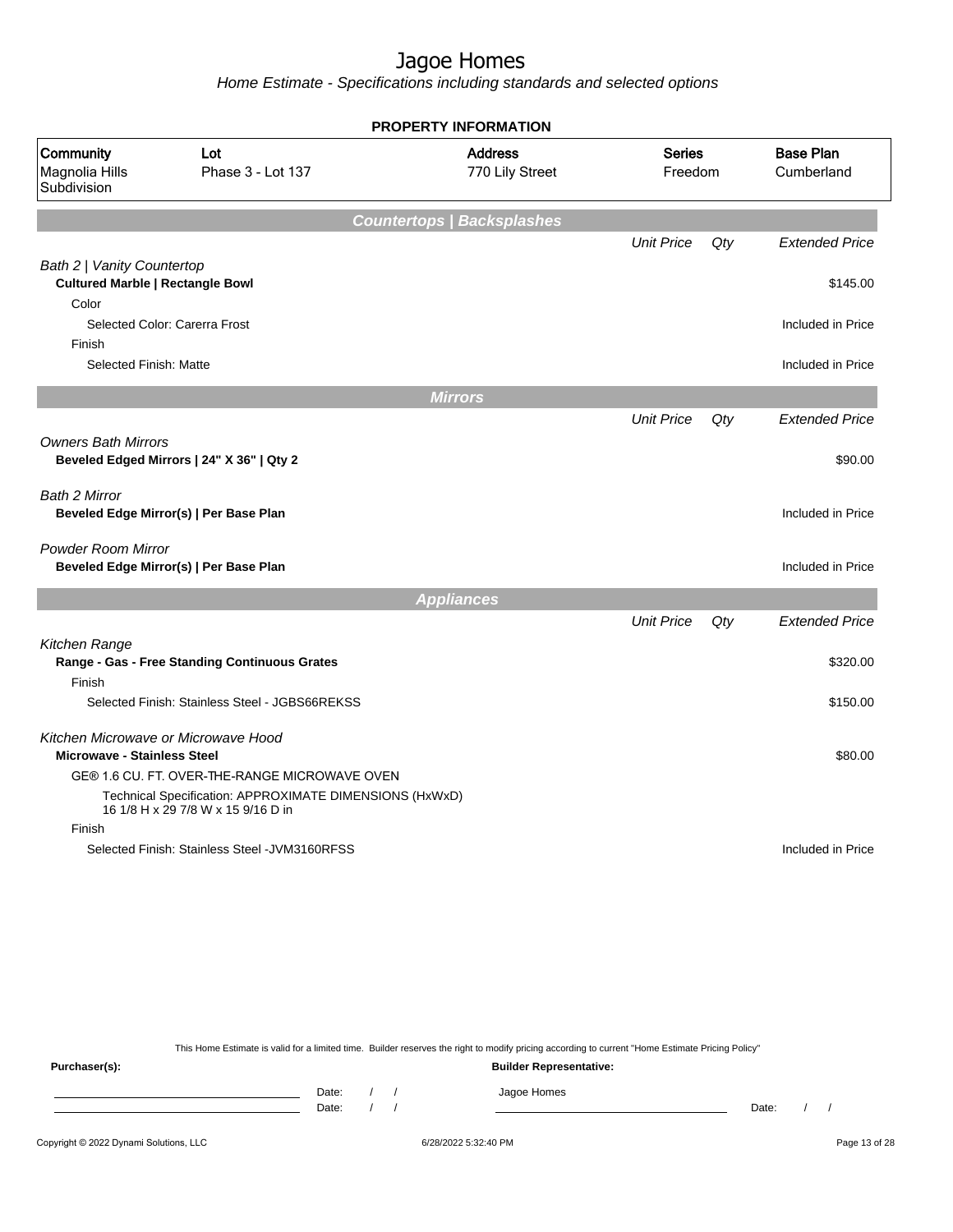# Jagoe Homes

*Home Estimate - Specifications including standards and selected options*

**PROPERTY INFORMATION**

| Community | Lot | Address | Series | Base Plan |
|---|---|---|---|---|
| Magnolia Hills Subdivision | Phase 3 - Lot 137 | 770 Lily Street | Freedom | Cumberland |

## Countertops | Backsplashes

| | Unit Price | Qty | Extended Price |
|---|---|---|---|
| *Bath 2 \| Vanity Countertop* | | | |
| **Cultured Marble \| Rectangle Bowl** | | | $145.00 |
| Color | | | |
| Selected Color: Carerra Frost | | | Included in Price |
| Finish | | | |
| Selected Finish: Matte | | | Included in Price |

## Mirrors

| | Unit Price | Qty | Extended Price |
|---|---|---|---|
| *Owners Bath Mirrors* | | | |
| **Beveled Edged Mirrors \| 24" X 36" \| Qty 2** | | | $90.00 |
| *Bath 2 Mirror* | | | |
| **Beveled Edge Mirror(s) \| Per Base Plan** | | | Included in Price |
| *Powder Room Mirror* | | | |
| **Beveled Edge Mirror(s) \| Per Base Plan** | | | Included in Price |

## Appliances

| | Unit Price | Qty | Extended Price |
|---|---|---|---|
| *Kitchen Range* | | | |
| **Range - Gas - Free Standing Continuous Grates** | | | $320.00 |
| Finish | | | |
| Selected Finish: Stainless Steel - JGBS66REKSS | | | $150.00 |
| *Kitchen Microwave or Microwave Hood* | | | |
| **Microwave - Stainless Steel** | | | $80.00 |
| GE® 1.6 CU. FT. OVER-THE-RANGE MICROWAVE OVEN | | | |
| Technical Specification: APPROXIMATE DIMENSIONS (HxWxD) 16 1/8 H x 29 7/8 W x 15 9/16 D in | | | |
| Finish | | | |
| Selected Finish: Stainless Steel -JVM3160RFSS | | | Included in Price |

This Home Estimate is valid for a limited time. Builder reserves the right to modify pricing according to current "Home Estimate Pricing Policy"

**Purchaser(s):** **Builder Representative:**

Date: / / Jagoe Homes

Date: / / Date: / /

Copyright © 2022 Dynami Solutions, LLC 6/28/2022 5:32:40 PM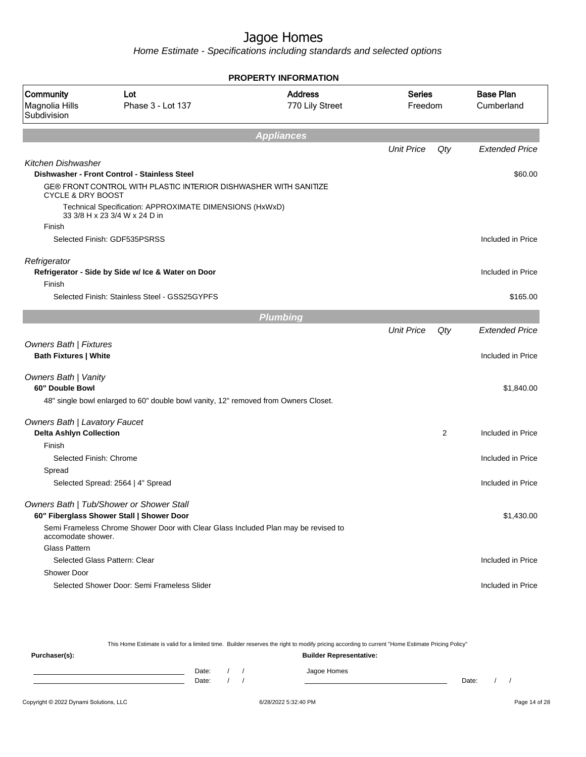# Jagoe Homes

*Home Estimate - Specifications including standards and selected options*

**PROPERTY INFORMATION**

| Community | Lot | Address | Series | Base Plan |
|---|---|---|---|---|
| Magnolia Hills Subdivision | Phase 3 - Lot 137 | 770 Lily Street | Freedom | Cumberland |

## Appliances

| | Unit Price | Qty | Extended Price |
|---|---|---|---|
| *Kitchen Dishwasher* | | | |
| **Dishwasher - Front Control - Stainless Steel** | | | $60.00 |
| GE® FRONT CONTROL WITH PLASTIC INTERIOR DISHWASHER WITH SANITIZE CYCLE & DRY BOOST | | | |
| Technical Specification: APPROXIMATE DIMENSIONS (HxWxD) 33 3/8 H x 23 3/4 W x 24 D in | | | |
| Finish | | | |
| Selected Finish: GDF535PSRSS | | | Included in Price |
| *Refrigerator* | | | |
| **Refrigerator - Side by Side w/ Ice & Water on Door** | | | Included in Price |
| Finish | | | |
| Selected Finish: Stainless Steel - GSS25GYPFS | | | $165.00 |

## Plumbing

| | Unit Price | Qty | Extended Price |
|---|---|---|---|
| *Owners Bath \| Fixtures* | | | |
| **Bath Fixtures \| White** | | | Included in Price |
| *Owners Bath \| Vanity* | | | |
| **60" Double Bowl** | | | $1,840.00 |
| 48" single bowl enlarged to 60" double bowl vanity, 12" removed from Owners Closet. | | | |
| *Owners Bath \| Lavatory Faucet* | | | |
| **Delta Ashlyn Collection** | | 2 | Included in Price |
| Finish | | | |
| Selected Finish: Chrome | | | Included in Price |
| Spread | | | |
| Selected Spread: 2564 \| 4" Spread | | | Included in Price |
| *Owners Bath \| Tub/Shower or Shower Stall* | | | |
| **60" Fiberglass Shower Stall \| Shower Door** | | | $1,430.00 |
| Semi Frameless Chrome Shower Door with Clear Glass Included Plan may be revised to accomodate shower. | | | |
| Glass Pattern | | | |
| Selected Glass Pattern: Clear | | | Included in Price |
| Shower Door | | | |
| Selected Shower Door: Semi Frameless Slider | | | Included in Price |

This Home Estimate is valid for a limited time. Builder reserves the right to modify pricing according to current "Home Estimate Pricing Policy"

**Purchaser(s):**

Date: / /

Date: / /

**Builder Representative:**

Jagoe Homes

Date: / /

Copyright © 2022 Dynami Solutions, LLC — 6/28/2022 5:32:40 PM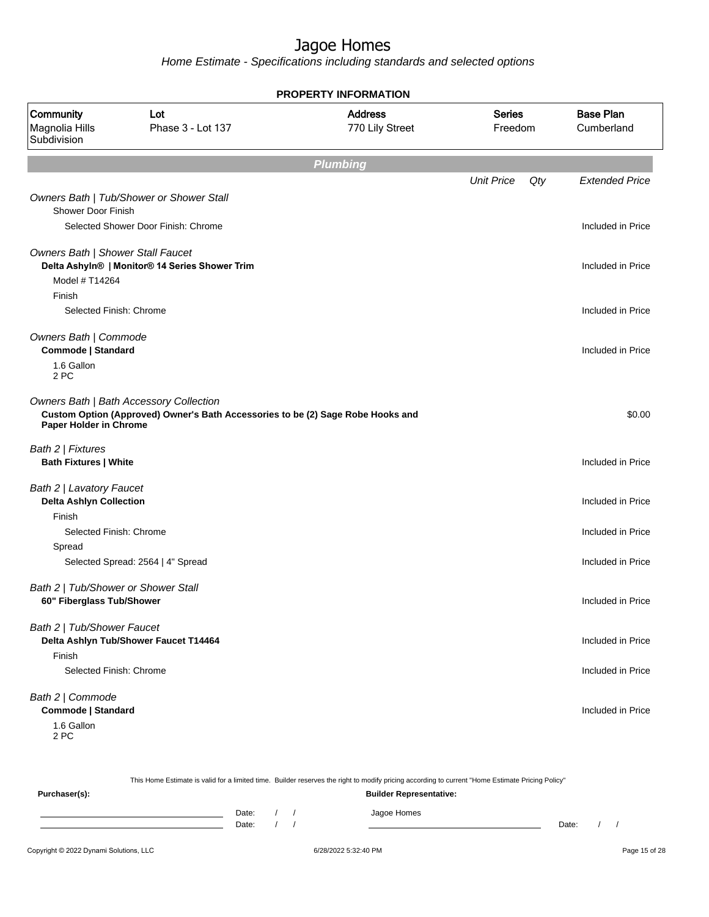# Jagoe Homes

*Home Estimate - Specifications including standards and selected options*

**PROPERTY INFORMATION**

| Community | Lot | Address | Series | Base Plan |
|---|---|---|---|---|
| Magnolia Hills Subdivision | Phase 3 - Lot 137 | 770 Lily Street | Freedom | Cumberland |

## Plumbing

| | Unit Price | Qty | Extended Price |
|---|---|---|---|
| *Owners Bath \| Tub/Shower or Shower Stall* | | | |
| Shower Door Finish | | | |
| Selected Shower Door Finish: Chrome | | | Included in Price |
| *Owners Bath \| Shower Stall Faucet* | | | |
| **Delta Ashyln® \| Monitor® 14 Series Shower Trim** | | | Included in Price |
| Model # T14264 | | | |
| Finish | | | |
| Selected Finish: Chrome | | | Included in Price |
| *Owners Bath \| Commode* | | | |
| **Commode \| Standard** | | | Included in Price |
| 1.6 Gallon<br>2 PC | | | |
| *Owners Bath \| Bath Accessory Collection* | | | |
| **Custom Option (Approved) Owner's Bath Accessories to be (2) Sage Robe Hooks and Paper Holder in Chrome** | | | $0.00 |
| *Bath 2 \| Fixtures* | | | |
| **Bath Fixtures \| White** | | | Included in Price |
| *Bath 2 \| Lavatory Faucet* | | | |
| **Delta Ashlyn Collection** | | | Included in Price |
| Finish | | | |
| Selected Finish: Chrome | | | Included in Price |
| Spread | | | |
| Selected Spread: 2564 \| 4" Spread | | | Included in Price |
| *Bath 2 \| Tub/Shower or Shower Stall* | | | |
| **60" Fiberglass Tub/Shower** | | | Included in Price |
| *Bath 2 \| Tub/Shower Faucet* | | | |
| **Delta Ashlyn Tub/Shower Faucet T14464** | | | Included in Price |
| Finish | | | |
| Selected Finish: Chrome | | | Included in Price |
| *Bath 2 \| Commode* | | | |
| **Commode \| Standard** | | | Included in Price |
| 1.6 Gallon<br>2 PC | | | |

This Home Estimate is valid for a limited time. Builder reserves the right to modify pricing according to current "Home Estimate Pricing Policy"

**Purchaser(s):**

______________________ Date: / /

______________________ Date: / /

**Builder Representative:**

Jagoe Homes

______________________ Date: / /

Copyright © 2022 Dynami Solutions, LLC 6/28/2022 5:32:40 PM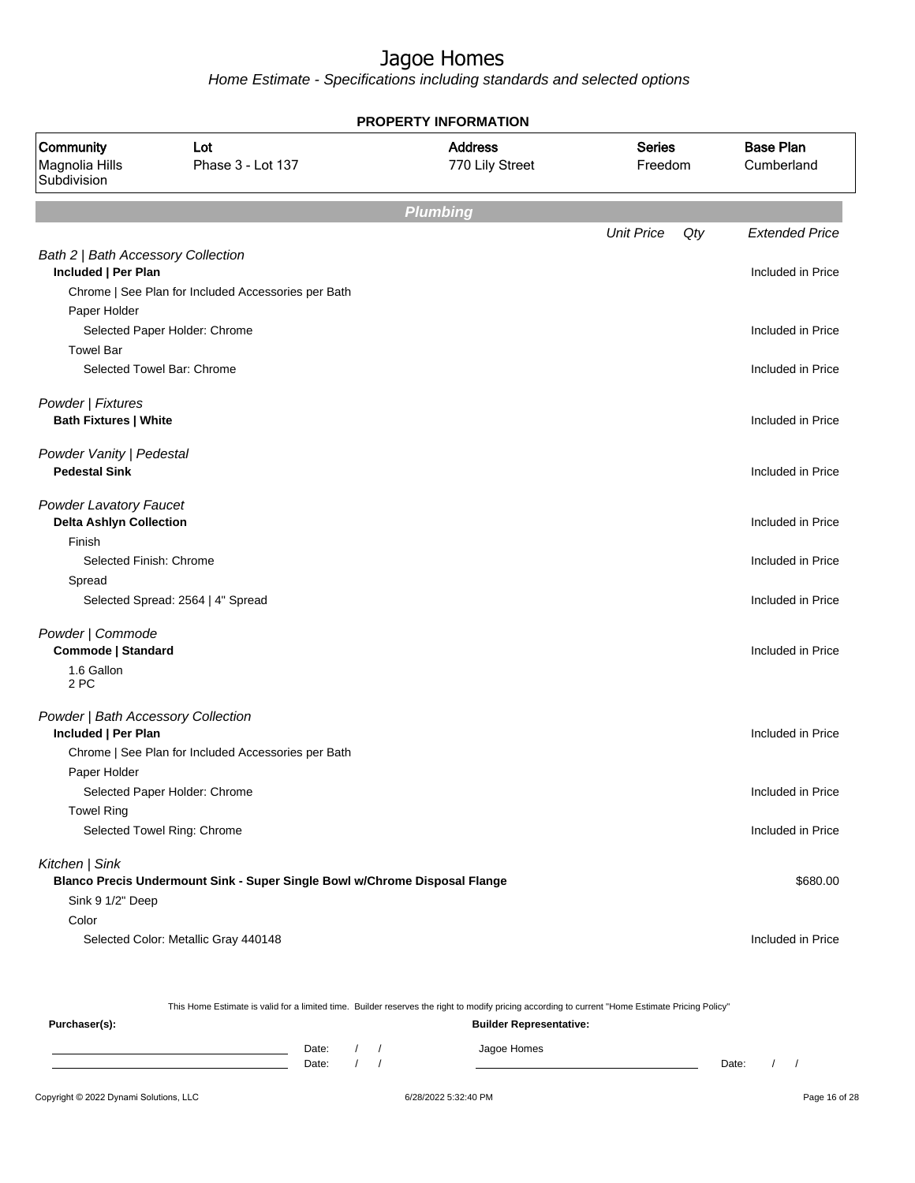# Jagoe Homes

*Home Estimate - Specifications including standards and selected options*

**PROPERTY INFORMATION**

| Community | Lot | Address | Series | Base Plan |
|---|---|---|---|---|
| Magnolia Hills Subdivision | Phase 3 - Lot 137 | 770 Lily Street | Freedom | Cumberland |

## Plumbing

| | Unit Price | Qty | Extended Price |
|---|---|---|---|
| *Bath 2 \| Bath Accessory Collection* | | | |
| **Included \| Per Plan** | | | Included in Price |
| Chrome \| See Plan for Included Accessories per Bath | | | |
| Paper Holder | | | |
| Selected Paper Holder: Chrome | | | Included in Price |
| Towel Bar | | | |
| Selected Towel Bar: Chrome | | | Included in Price |
| *Powder \| Fixtures* | | | |
| **Bath Fixtures \| White** | | | Included in Price |
| *Powder Vanity \| Pedestal* | | | |
| **Pedestal Sink** | | | Included in Price |
| *Powder Lavatory Faucet* | | | |
| **Delta Ashlyn Collection** | | | Included in Price |
| Finish | | | |
| Selected Finish: Chrome | | | Included in Price |
| Spread | | | |
| Selected Spread: 2564 \| 4" Spread | | | Included in Price |
| *Powder \| Commode* | | | |
| **Commode \| Standard** | | | Included in Price |
| 1.6 Gallon<br>2 PC | | | |
| *Powder \| Bath Accessory Collection* | | | |
| **Included \| Per Plan** | | | Included in Price |
| Chrome \| See Plan for Included Accessories per Bath | | | |
| Paper Holder | | | |
| Selected Paper Holder: Chrome | | | Included in Price |
| Towel Ring | | | |
| Selected Towel Ring: Chrome | | | Included in Price |
| *Kitchen \| Sink* | | | |
| **Blanco Precis Undermount Sink - Super Single Bowl w/Chrome Disposal Flange** | | | $680.00 |
| Sink 9 1/2" Deep | | | |
| Color | | | |
| Selected Color: Metallic Gray 440148 | | | Included in Price |

This Home Estimate is valid for a limited time. Builder reserves the right to modify pricing according to current "Home Estimate Pricing Policy"

**Purchaser(s):**

Date: / /

Date: / /

**Builder Representative:**

Jagoe Homes

Date: / /

Copyright © 2022 Dynami Solutions, LLC — 6/28/2022 5:32:40 PM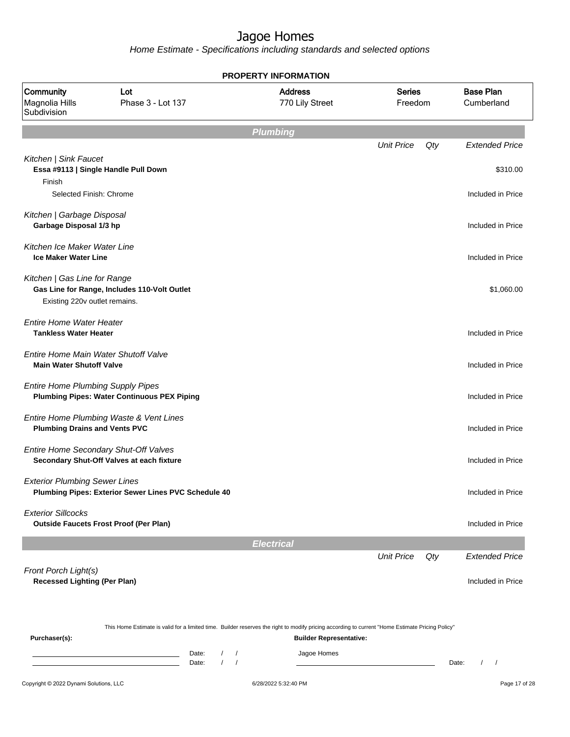# Jagoe Homes

*Home Estimate - Specifications including standards and selected options*

## PROPERTY INFORMATION

| Community | Lot | Address | Series | Base Plan |
|---|---|---|---|---|
| Magnolia Hills Subdivision | Phase 3 - Lot 137 | 770 Lily Street | Freedom | Cumberland |

## Plumbing

| | Unit Price | Qty | Extended Price |
|---|---|---|---|
| *Kitchen \| Sink Faucet* | | | |
| **Essa #9113 \| Single Handle Pull Down** | | | $310.00 |
| Finish | | | |
| Selected Finish: Chrome | | | Included in Price |
| *Kitchen \| Garbage Disposal* | | | |
| **Garbage Disposal 1/3 hp** | | | Included in Price |
| *Kitchen Ice Maker Water Line* | | | |
| **Ice Maker Water Line** | | | Included in Price |
| *Kitchen \| Gas Line for Range* | | | |
| **Gas Line for Range, Includes 110-Volt Outlet** | | | $1,060.00 |
| Existing 220v outlet remains. | | | |
| *Entire Home Water Heater* | | | |
| **Tankless Water Heater** | | | Included in Price |
| *Entire Home Main Water Shutoff Valve* | | | |
| **Main Water Shutoff Valve** | | | Included in Price |
| *Entire Home Plumbing Supply Pipes* | | | |
| **Plumbing Pipes: Water Continuous PEX Piping** | | | Included in Price |
| *Entire Home Plumbing Waste & Vent Lines* | | | |
| **Plumbing Drains and Vents PVC** | | | Included in Price |
| *Entire Home Secondary Shut-Off Valves* | | | |
| **Secondary Shut-Off Valves at each fixture** | | | Included in Price |
| *Exterior Plumbing Sewer Lines* | | | |
| **Plumbing Pipes: Exterior Sewer Lines PVC Schedule 40** | | | Included in Price |
| *Exterior Sillcocks* | | | |
| **Outside Faucets Frost Proof (Per Plan)** | | | Included in Price |

## Electrical

| | Unit Price | Qty | Extended Price |
|---|---|---|---|
| *Front Porch Light(s)* | | | |
| **Recessed Lighting (Per Plan)** | | | Included in Price |

This Home Estimate is valid for a limited time. Builder reserves the right to modify pricing according to current "Home Estimate Pricing Policy"

**Purchaser(s):**

Date: / /

Date: / /

**Builder Representative:**

Jagoe Homes

Date: / /

Copyright © 2022 Dynami Solutions, LLC

6/28/2022 5:32:40 PM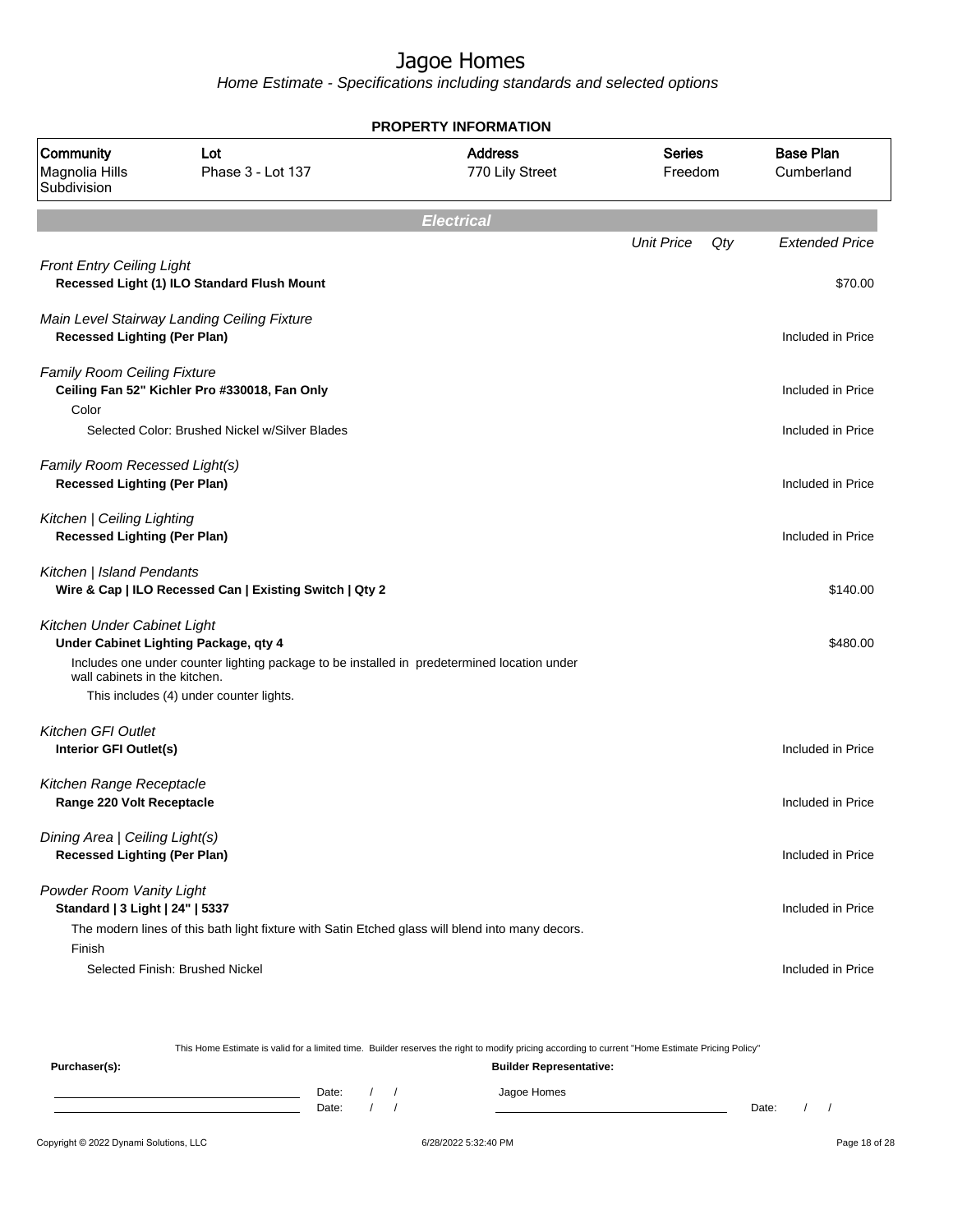# Jagoe Homes

*Home Estimate - Specifications including standards and selected options*

## PROPERTY INFORMATION

| Community | Lot | Address | Series | Base Plan |
|---|---|---|---|---|
| Magnolia Hills Subdivision | Phase 3 - Lot 137 | 770 Lily Street | Freedom | Cumberland |

## Electrical

| | Unit Price | Qty | Extended Price |
|---|---|---|---|
| *Front Entry Ceiling Light* | | | |
| **Recessed Light (1) ILO Standard Flush Mount** | | | $70.00 |
| *Main Level Stairway Landing Ceiling Fixture* | | | |
| **Recessed Lighting (Per Plan)** | | | Included in Price |
| *Family Room Ceiling Fixture* | | | |
| **Ceiling Fan 52" Kichler Pro #330018, Fan Only** | | | Included in Price |
| Color | | | |
| Selected Color: Brushed Nickel w/Silver Blades | | | Included in Price |
| *Family Room Recessed Light(s)* | | | |
| **Recessed Lighting (Per Plan)** | | | Included in Price |
| *Kitchen \| Ceiling Lighting* | | | |
| **Recessed Lighting (Per Plan)** | | | Included in Price |
| *Kitchen \| Island Pendants* | | | |
| **Wire & Cap \| ILO Recessed Can \| Existing Switch \| Qty 2** | | | $140.00 |
| *Kitchen Under Cabinet Light* | | | |
| **Under Cabinet Lighting Package, qty 4** | | | $480.00 |
| Includes one under counter lighting package to be installed in predetermined location under wall cabinets in the kitchen. | | | |
| This includes (4) under counter lights. | | | |
| *Kitchen GFI Outlet* | | | |
| **Interior GFI Outlet(s)** | | | Included in Price |
| *Kitchen Range Receptacle* | | | |
| **Range 220 Volt Receptacle** | | | Included in Price |
| *Dining Area \| Ceiling Light(s)* | | | |
| **Recessed Lighting (Per Plan)** | | | Included in Price |
| *Powder Room Vanity Light* | | | |
| **Standard \| 3 Light \| 24" \| 5337** | | | Included in Price |
| The modern lines of this bath light fixture with Satin Etched glass will blend into many decors. | | | |
| Finish | | | |
| Selected Finish: Brushed Nickel | | | Included in Price |

This Home Estimate is valid for a limited time. Builder reserves the right to modify pricing according to current "Home Estimate Pricing Policy"

**Purchaser(s):** Date: / / Date: / /

**Builder Representative:** Jagoe Homes Date: / /

Copyright © 2022 Dynami Solutions, LLC 6/28/2022 5:32:40 PM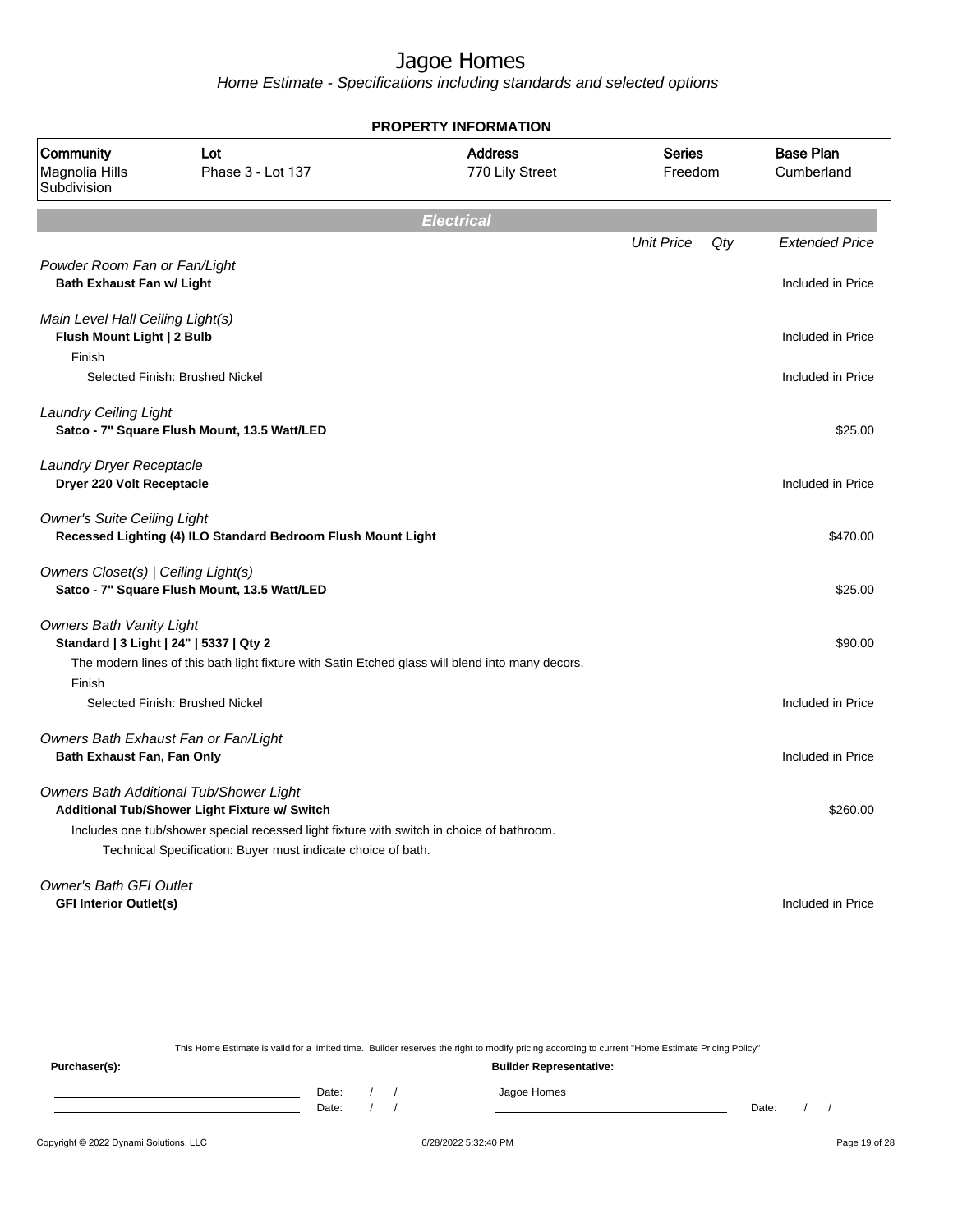# Jagoe Homes

Home Estimate - Specifications including standards and selected options

**PROPERTY INFORMATION**

| Community | Lot | Address | Series | Base Plan |
|---|---|---|---|---|
| Magnolia Hills Subdivision | Phase 3 - Lot 137 | 770 Lily Street | Freedom | Cumberland |

## Electrical

| | Unit Price | Qty | Extended Price |
|---|---|---|---|
| *Powder Room Fan or Fan/Light* | | | |
| **Bath Exhaust Fan w/ Light** | | | Included in Price |
| *Main Level Hall Ceiling Light(s)* | | | |
| **Flush Mount Light \| 2 Bulb** | | | Included in Price |
| Finish | | | |
| Selected Finish: Brushed Nickel | | | Included in Price |
| *Laundry Ceiling Light* | | | |
| **Satco - 7" Square Flush Mount, 13.5 Watt/LED** | | | $25.00 |
| *Laundry Dryer Receptacle* | | | |
| **Dryer 220 Volt Receptacle** | | | Included in Price |
| *Owner's Suite Ceiling Light* | | | |
| **Recessed Lighting (4) ILO Standard Bedroom Flush Mount Light** | | | $470.00 |
| *Owners Closet(s) \| Ceiling Light(s)* | | | |
| **Satco - 7" Square Flush Mount, 13.5 Watt/LED** | | | $25.00 |
| *Owners Bath Vanity Light* | | | |
| **Standard \| 3 Light \| 24" \| 5337 \| Qty 2** | | | $90.00 |
| The modern lines of this bath light fixture with Satin Etched glass will blend into many decors. | | | |
| Finish | | | |
| Selected Finish: Brushed Nickel | | | Included in Price |
| *Owners Bath Exhaust Fan or Fan/Light* | | | |
| **Bath Exhaust Fan, Fan Only** | | | Included in Price |
| *Owners Bath Additional Tub/Shower Light* | | | |
| **Additional Tub/Shower Light Fixture w/ Switch** | | | $260.00 |
| Includes one tub/shower special recessed light fixture with switch in choice of bathroom. | | | |
| Technical Specification: Buyer must indicate choice of bath. | | | |
| *Owner's Bath GFI Outlet* | | | |
| **GFI Interior Outlet(s)** | | | Included in Price |

This Home Estimate is valid for a limited time. Builder reserves the right to modify pricing according to current "Home Estimate Pricing Policy"

**Purchaser(s):** Date: / / Date: / /

**Builder Representative:** Jagoe Homes Date: / /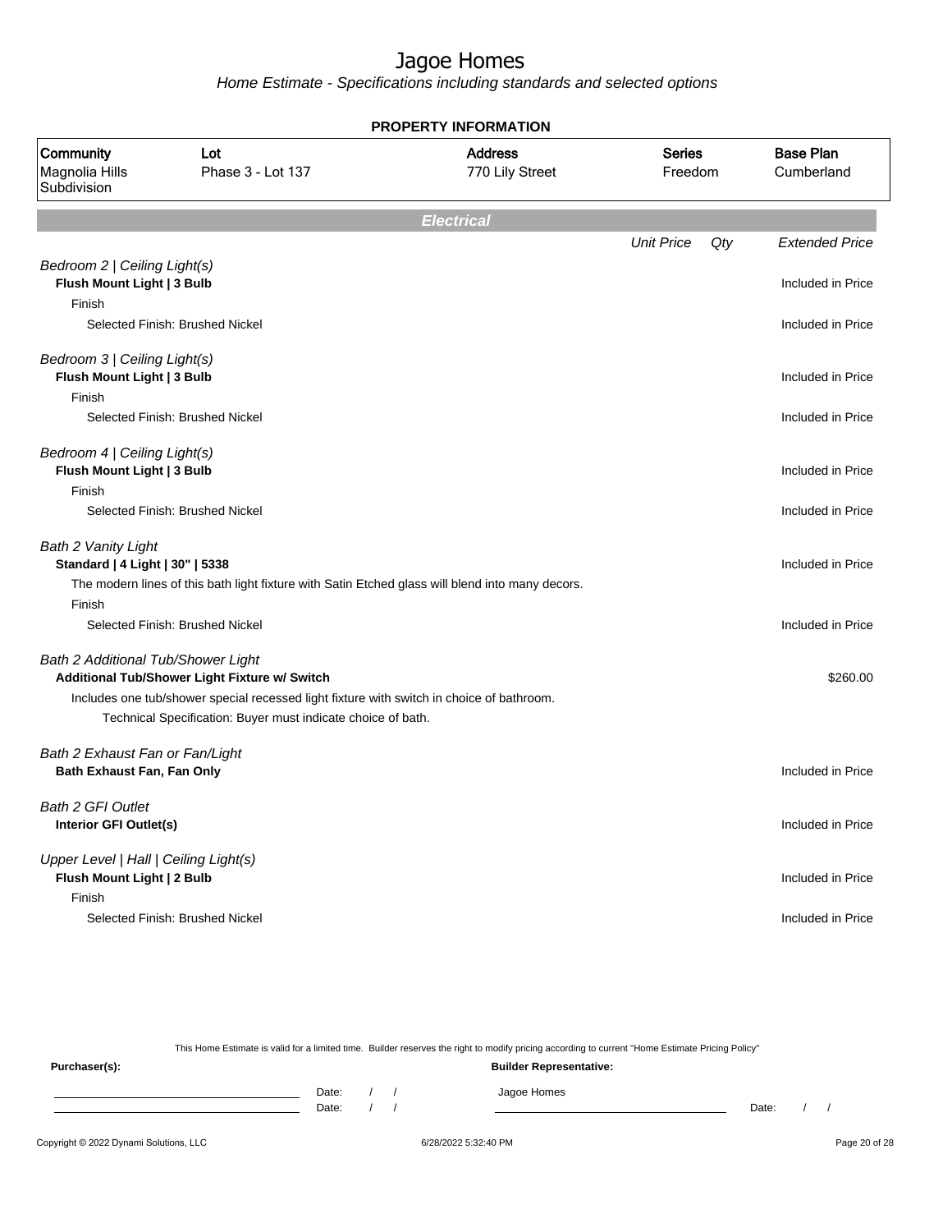# Jagoe Homes

*Home Estimate - Specifications including standards and selected options*

**PROPERTY INFORMATION**

| Community | Lot | Address | Series | Base Plan |
|---|---|---|---|---|
| Magnolia Hills Subdivision | Phase 3 - Lot 137 | 770 Lily Street | Freedom | Cumberland |

## Electrical

| | Unit Price | Qty | Extended Price |
|---|---|---|---|
| *Bedroom 2 \| Ceiling Light(s)* | | | |
| **Flush Mount Light \| 3 Bulb** | | | Included in Price |
| Finish | | | |
| Selected Finish: Brushed Nickel | | | Included in Price |
| *Bedroom 3 \| Ceiling Light(s)* | | | |
| **Flush Mount Light \| 3 Bulb** | | | Included in Price |
| Finish | | | |
| Selected Finish: Brushed Nickel | | | Included in Price |
| *Bedroom 4 \| Ceiling Light(s)* | | | |
| **Flush Mount Light \| 3 Bulb** | | | Included in Price |
| Finish | | | |
| Selected Finish: Brushed Nickel | | | Included in Price |
| *Bath 2 Vanity Light* | | | |
| **Standard \| 4 Light \| 30" \| 5338** | | | Included in Price |
| The modern lines of this bath light fixture with Satin Etched glass will blend into many decors. | | | |
| Finish | | | |
| Selected Finish: Brushed Nickel | | | Included in Price |
| *Bath 2 Additional Tub/Shower Light* | | | |
| **Additional Tub/Shower Light Fixture w/ Switch** | | | $260.00 |
| Includes one tub/shower special recessed light fixture with switch in choice of bathroom. | | | |
| Technical Specification: Buyer must indicate choice of bath. | | | |
| *Bath 2 Exhaust Fan or Fan/Light* | | | |
| **Bath Exhaust Fan, Fan Only** | | | Included in Price |
| *Bath 2 GFI Outlet* | | | |
| **Interior GFI Outlet(s)** | | | Included in Price |
| *Upper Level \| Hall \| Ceiling Light(s)* | | | |
| **Flush Mount Light \| 2 Bulb** | | | Included in Price |
| Finish | | | |
| Selected Finish: Brushed Nickel | | | Included in Price |

This Home Estimate is valid for a limited time. Builder reserves the right to modify pricing according to current "Home Estimate Pricing Policy"

**Purchaser(s):**

Date: / /

Date: / /

**Builder Representative:**

Jagoe Homes

Date: / /

Copyright © 2022 Dynami Solutions, LLC — 6/28/2022 5:32:40 PM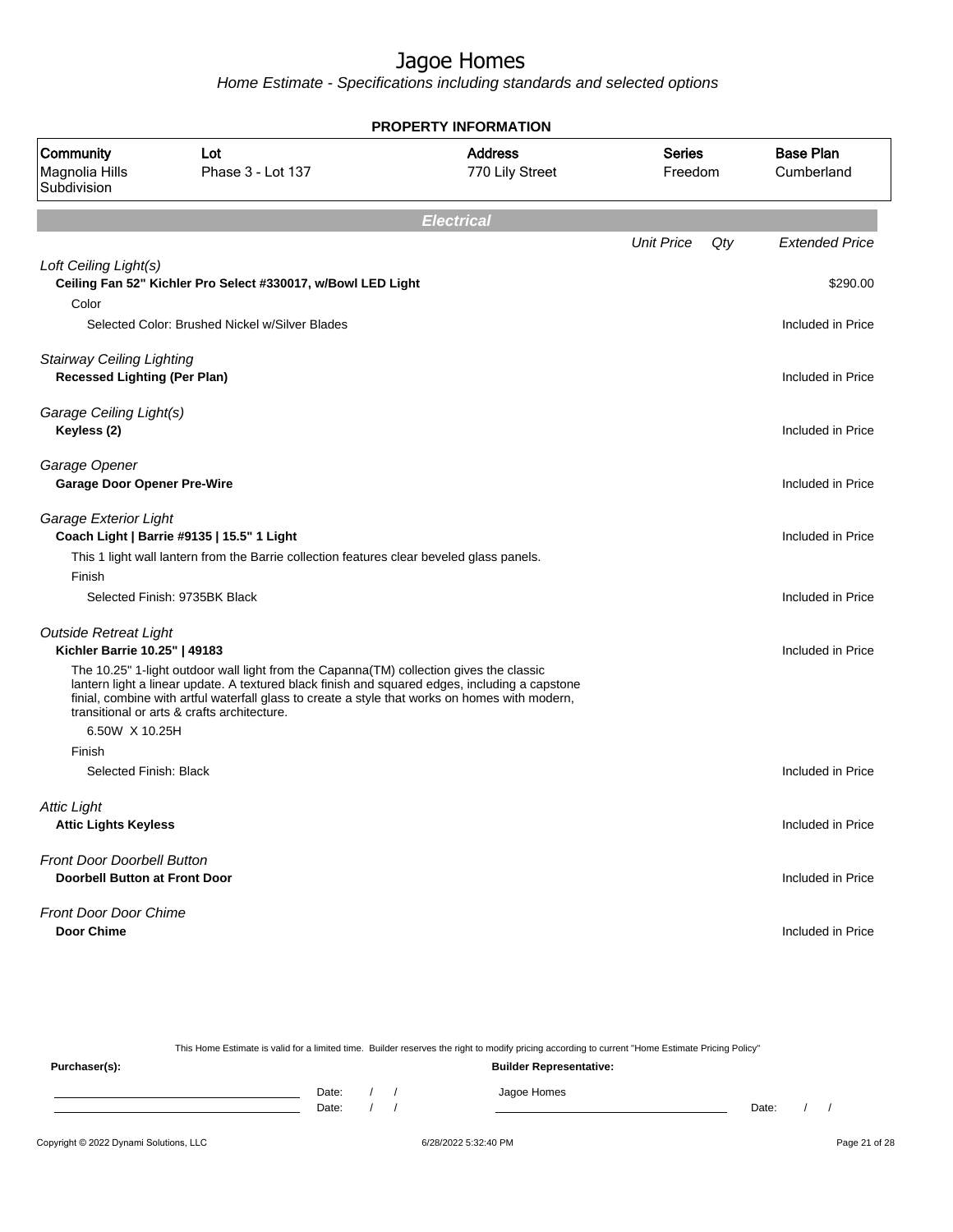# Jagoe Homes

*Home Estimate - Specifications including standards and selected options*

## PROPERTY INFORMATION

| Community | Lot | Address | Series | Base Plan |
|---|---|---|---|---|
| Magnolia Hills Subdivision | Phase 3 - Lot 137 | 770 Lily Street | Freedom | Cumberland |

## Electrical

| | Unit Price | Qty | Extended Price |
|---|---|---|---|
| *Loft Ceiling Light(s)* | | | |
| **Ceiling Fan 52" Kichler Pro Select #330017, w/Bowl LED Light** | | | $290.00 |
| Color | | | |
| Selected Color: Brushed Nickel w/Silver Blades | | | Included in Price |
| *Stairway Ceiling Lighting* | | | |
| **Recessed Lighting (Per Plan)** | | | Included in Price |
| *Garage Ceiling Light(s)* | | | |
| **Keyless (2)** | | | Included in Price |
| *Garage Opener* | | | |
| **Garage Door Opener Pre-Wire** | | | Included in Price |
| *Garage Exterior Light* | | | |
| **Coach Light \| Barrie #9135 \| 15.5" 1 Light** | | | Included in Price |
| This 1 light wall lantern from the Barrie collection features clear beveled glass panels. | | | |
| Finish | | | |
| Selected Finish: 9735BK Black | | | Included in Price |
| *Outside Retreat Light* | | | |
| **Kichler Barrie 10.25" \| 49183** | | | Included in Price |
| The 10.25" 1-light outdoor wall light from the Capanna(TM) collection gives the classic lantern light a linear update. A textured black finish and squared edges, including a capstone finial, combine with artful waterfall glass to create a style that works on homes with modern, transitional or arts & crafts architecture. 6.50W X 10.25H | | | |
| Finish | | | |
| Selected Finish: Black | | | Included in Price |
| *Attic Light* | | | |
| **Attic Lights Keyless** | | | Included in Price |
| *Front Door Doorbell Button* | | | |
| **Doorbell Button at Front Door** | | | Included in Price |
| *Front Door Door Chime* | | | |
| **Door Chime** | | | Included in Price |

This Home Estimate is valid for a limited time. Builder reserves the right to modify pricing according to current "Home Estimate Pricing Policy"

**Purchaser(s):** Date: / / Date: / /

**Builder Representative:** Jagoe Homes Date: / /

Copyright © 2022 Dynami Solutions, LLC 6/28/2022 5:32:40 PM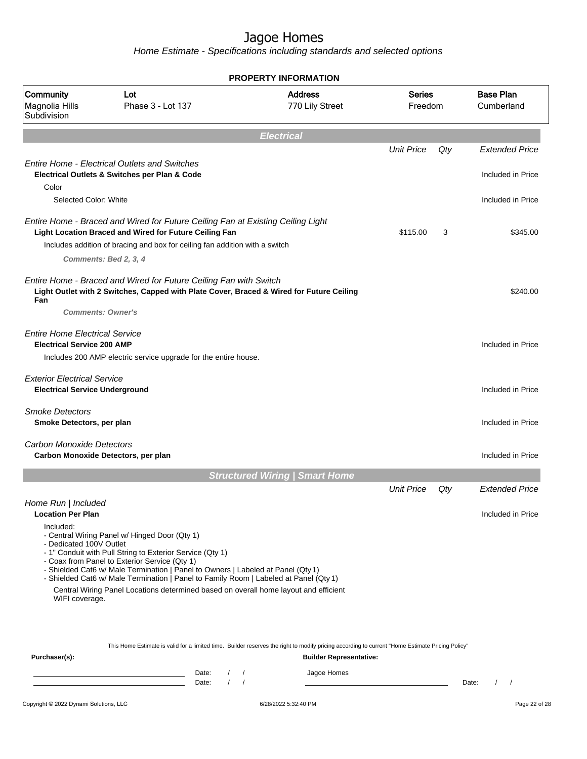# Jagoe Homes

*Home Estimate - Specifications including standards and selected options*

## PROPERTY INFORMATION

| Community | Lot | Address | Series | Base Plan |
|---|---|---|---|---|
| Magnolia Hills Subdivision | Phase 3 - Lot 137 | 770 Lily Street | Freedom | Cumberland |

## Electrical

| | Unit Price | Qty | Extended Price |
|---|---|---|---|
| *Entire Home - Electrical Outlets and Switches* | | | |
| **Electrical Outlets & Switches per Plan & Code** | | | Included in Price |
| Color | | | |
| Selected Color: White | | | Included in Price |
| *Entire Home - Braced and Wired for Future Ceiling Fan at Existing Ceiling Light* | | | |
| **Light Location Braced and Wired for Future Ceiling Fan** | $115.00 | 3 | $345.00 |
| Includes addition of bracing and box for ceiling fan addition with a switch | | | |
| ***Comments: Bed 2, 3, 4*** | | | |
| *Entire Home - Braced and Wired for Future Ceiling Fan with Switch* | | | |
| **Light Outlet with 2 Switches, Capped with Plate Cover, Braced & Wired for Future Ceiling Fan** | | | $240.00 |
| ***Comments: Owner's*** | | | |
| *Entire Home Electrical Service* | | | |
| **Electrical Service 200 AMP** | | | Included in Price |
| Includes 200 AMP electric service upgrade for the entire house. | | | |
| *Exterior Electrical Service* | | | |
| **Electrical Service Underground** | | | Included in Price |
| *Smoke Detectors* | | | |
| **Smoke Detectors, per plan** | | | Included in Price |
| *Carbon Monoxide Detectors* | | | |
| **Carbon Monoxide Detectors, per plan** | | | Included in Price |

## Structured Wiring | Smart Home

| | Unit Price | Qty | Extended Price |
|---|---|---|---|
| *Home Run \| Included* | | | |
| **Location Per Plan** | | | Included in Price |

Included:
- Central Wiring Panel w/ Hinged Door (Qty 1)
- Dedicated 100V Outlet
- 1" Conduit with Pull String to Exterior Service (Qty 1)
- Coax from Panel to Exterior Service (Qty 1)
- Shielded Cat6 w/ Male Termination | Panel to Owners | Labeled at Panel (Qty 1)
- Shielded Cat6 w/ Male Termination | Panel to Family Room | Labeled at Panel (Qty 1)

Central Wiring Panel Locations determined based on overall home layout and efficient WIFI coverage.

This Home Estimate is valid for a limited time. Builder reserves the right to modify pricing according to current "Home Estimate Pricing Policy"

**Purchaser(s):** ______________________ Date: / /

______________________ Date: / /

**Builder Representative:** Jagoe Homes ______________________ Date: / /

Copyright © 2022 Dynami Solutions, LLC — 6/28/2022 5:32:40 PM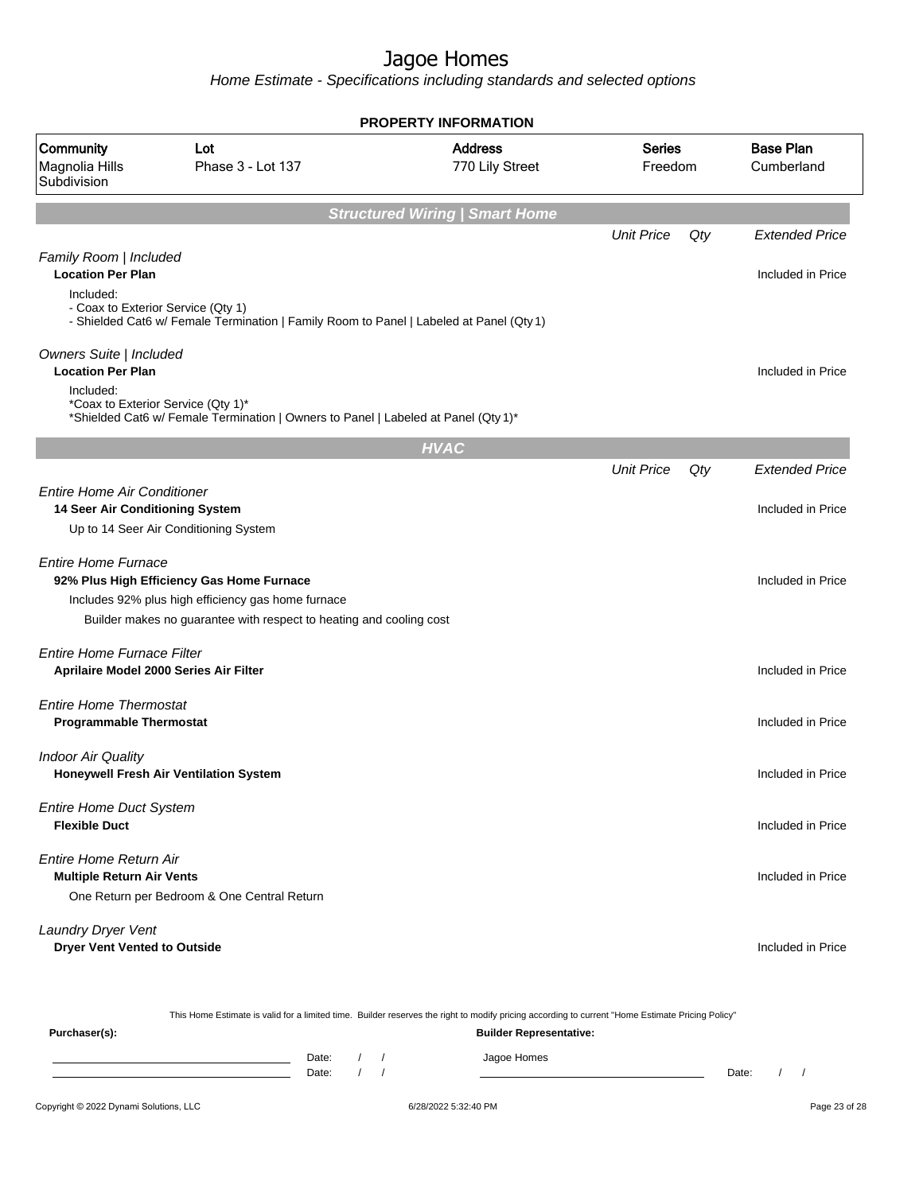# Jagoe Homes

*Home Estimate - Specifications including standards and selected options*

**PROPERTY INFORMATION**

| Community | Lot | Address | Series | Base Plan |
|---|---|---|---|---|
| Magnolia Hills Subdivision | Phase 3 - Lot 137 | 770 Lily Street | Freedom | Cumberland |

## Structured Wiring | Smart Home

| | Unit Price | Qty | Extended Price |
|---|---|---|---|
| *Family Room \| Included* | | | |
| **Location Per Plan** | | | Included in Price |
| Included:<br>- Coax to Exterior Service (Qty 1)<br>- Shielded Cat6 w/ Female Termination \| Family Room to Panel \| Labeled at Panel (Qty 1) | | | |
| *Owners Suite \| Included* | | | |
| **Location Per Plan** | | | Included in Price |
| Included:<br>*Coax to Exterior Service (Qty 1)*<br>*Shielded Cat6 w/ Female Termination \| Owners to Panel \| Labeled at Panel (Qty 1)* | | | |

## HVAC

| | Unit Price | Qty | Extended Price |
|---|---|---|---|
| *Entire Home Air Conditioner* | | | |
| **14 Seer Air Conditioning System** | | | Included in Price |
| Up to 14 Seer Air Conditioning System | | | |
| *Entire Home Furnace* | | | |
| **92% Plus High Efficiency Gas Home Furnace** | | | Included in Price |
| Includes 92% plus high efficiency gas home furnace<br>Builder makes no guarantee with respect to heating and cooling cost | | | |
| *Entire Home Furnace Filter* | | | |
| **Aprilaire Model 2000 Series Air Filter** | | | Included in Price |
| *Entire Home Thermostat* | | | |
| **Programmable Thermostat** | | | Included in Price |
| *Indoor Air Quality* | | | |
| **Honeywell Fresh Air Ventilation System** | | | Included in Price |
| *Entire Home Duct System* | | | |
| **Flexible Duct** | | | Included in Price |
| *Entire Home Return Air* | | | |
| **Multiple Return Air Vents** | | | Included in Price |
| One Return per Bedroom & One Central Return | | | |
| *Laundry Dryer Vent* | | | |
| **Dryer Vent Vented to Outside** | | | Included in Price |

This Home Estimate is valid for a limited time. Builder reserves the right to modify pricing according to current "Home Estimate Pricing Policy"

**Purchaser(s):** ______________________ Date: / / ______________________ Date: / /

**Builder Representative:** Jagoe Homes ______________________ Date: / /

Copyright © 2022 Dynami Solutions, LLC 6/28/2022 5:32:40 PM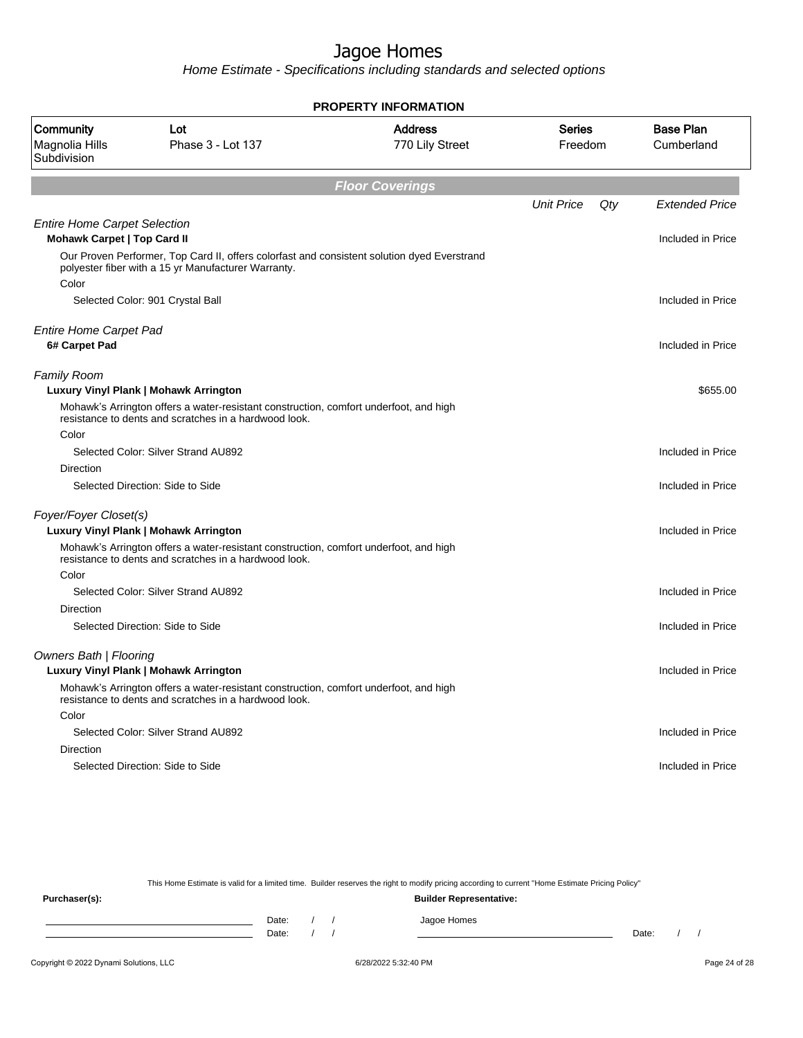# Jagoe Homes

*Home Estimate - Specifications including standards and selected options*

## PROPERTY INFORMATION

| Community | Lot | Address | Series | Base Plan |
|---|---|---|---|---|
| Magnolia Hills Subdivision | Phase 3 - Lot 137 | 770 Lily Street | Freedom | Cumberland |

### Floor Coverings

| | Unit Price | Qty | Extended Price |
|---|---|---|---|
| *Entire Home Carpet Selection* | | | |
| **Mohawk Carpet \| Top Card II** | | | Included in Price |
| Our Proven Performer, Top Card II, offers colorfast and consistent solution dyed Everstrand polyester fiber with a 15 yr Manufacturer Warranty. | | | |
| Color | | | |
| Selected Color: 901 Crystal Ball | | | Included in Price |
| *Entire Home Carpet Pad* | | | |
| **6# Carpet Pad** | | | Included in Price |
| *Family Room* | | | |
| **Luxury Vinyl Plank \| Mohawk Arrington** | | | $655.00 |
| Mohawk's Arrington offers a water-resistant construction, comfort underfoot, and high resistance to dents and scratches in a hardwood look. | | | |
| Color | | | |
| Selected Color: Silver Strand AU892 | | | Included in Price |
| Direction | | | |
| Selected Direction: Side to Side | | | Included in Price |
| *Foyer/Foyer Closet(s)* | | | |
| **Luxury Vinyl Plank \| Mohawk Arrington** | | | Included in Price |
| Mohawk's Arrington offers a water-resistant construction, comfort underfoot, and high resistance to dents and scratches in a hardwood look. | | | |
| Color | | | |
| Selected Color: Silver Strand AU892 | | | Included in Price |
| Direction | | | |
| Selected Direction: Side to Side | | | Included in Price |
| *Owners Bath \| Flooring* | | | |
| **Luxury Vinyl Plank \| Mohawk Arrington** | | | Included in Price |
| Mohawk's Arrington offers a water-resistant construction, comfort underfoot, and high resistance to dents and scratches in a hardwood look. | | | |
| Color | | | |
| Selected Color: Silver Strand AU892 | | | Included in Price |
| Direction | | | |
| Selected Direction: Side to Side | | | Included in Price |

This Home Estimate is valid for a limited time. Builder reserves the right to modify pricing according to current "Home Estimate Pricing Policy"

**Purchaser(s):**

Date: / /

Date: / /

**Builder Representative:**

Jagoe Homes

Date: / /

Copyright © 2022 Dynami Solutions, LLC 6/28/2022 5:32:40 PM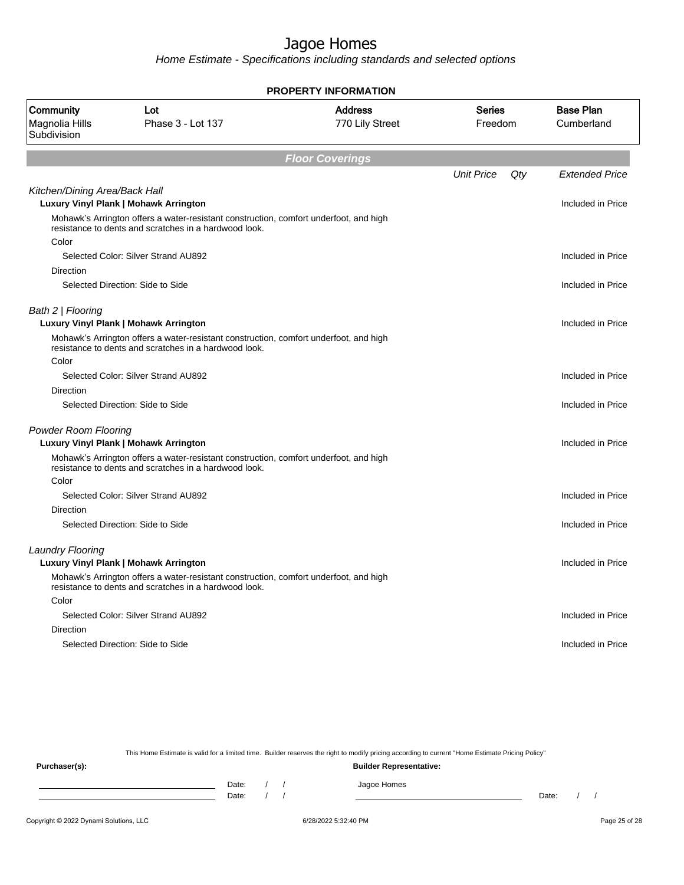# Jagoe Homes

*Home Estimate - Specifications including standards and selected options*

**PROPERTY INFORMATION**

| Community | Lot | Address | Series | Base Plan |
|---|---|---|---|---|
| Magnolia Hills Subdivision | Phase 3 - Lot 137 | 770 Lily Street | Freedom | Cumberland |

## Floor Coverings

| | Unit Price | Qty | Extended Price |
|---|---|---|---|
| *Kitchen/Dining Area/Back Hall* | | | |
| **Luxury Vinyl Plank \| Mohawk Arrington** | | | Included in Price |
| Mohawk's Arrington offers a water-resistant construction, comfort underfoot, and high resistance to dents and scratches in a hardwood look. | | | |
| Color | | | |
| Selected Color: Silver Strand AU892 | | | Included in Price |
| Direction | | | |
| Selected Direction: Side to Side | | | Included in Price |
| *Bath 2 \| Flooring* | | | |
| **Luxury Vinyl Plank \| Mohawk Arrington** | | | Included in Price |
| Mohawk's Arrington offers a water-resistant construction, comfort underfoot, and high resistance to dents and scratches in a hardwood look. | | | |
| Color | | | |
| Selected Color: Silver Strand AU892 | | | Included in Price |
| Direction | | | |
| Selected Direction: Side to Side | | | Included in Price |
| *Powder Room Flooring* | | | |
| **Luxury Vinyl Plank \| Mohawk Arrington** | | | Included in Price |
| Mohawk's Arrington offers a water-resistant construction, comfort underfoot, and high resistance to dents and scratches in a hardwood look. | | | |
| Color | | | |
| Selected Color: Silver Strand AU892 | | | Included in Price |
| Direction | | | |
| Selected Direction: Side to Side | | | Included in Price |
| *Laundry Flooring* | | | |
| **Luxury Vinyl Plank \| Mohawk Arrington** | | | Included in Price |
| Mohawk's Arrington offers a water-resistant construction, comfort underfoot, and high resistance to dents and scratches in a hardwood look. | | | |
| Color | | | |
| Selected Color: Silver Strand AU892 | | | Included in Price |
| Direction | | | |
| Selected Direction: Side to Side | | | Included in Price |

This Home Estimate is valid for a limited time. Builder reserves the right to modify pricing according to current "Home Estimate Pricing Policy"

**Purchaser(s):**

\_\_\_\_\_\_\_\_\_\_\_\_\_\_\_\_\_\_\_\_ Date: / /

\_\_\_\_\_\_\_\_\_\_\_\_\_\_\_\_\_\_\_\_ Date: / /

**Builder Representative:**

Jagoe Homes

\_\_\_\_\_\_\_\_\_\_\_\_\_\_\_\_\_\_\_\_ Date: / /

Copyright © 2022 Dynami Solutions, LLC — 6/28/2022 5:32:40 PM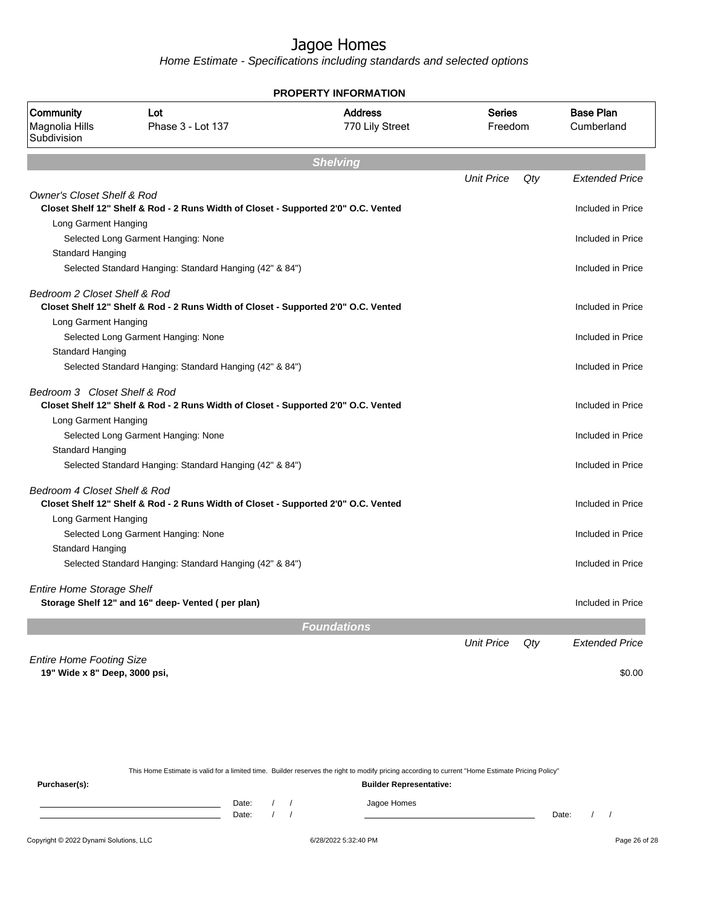# Jagoe Homes

*Home Estimate - Specifications including standards and selected options*

## PROPERTY INFORMATION

| Community | Lot | Address | Series | Base Plan |
|---|---|---|---|---|
| Magnolia Hills Subdivision | Phase 3 - Lot 137 | 770 Lily Street | Freedom | Cumberland |

## Shelving

| | Unit Price | Qty | Extended Price |
|---|---|---|---|
| *Owner's Closet Shelf & Rod* | | | |
| **Closet Shelf 12" Shelf & Rod - 2 Runs Width of Closet - Supported 2'0" O.C. Vented** | | | Included in Price |
| Long Garment Hanging | | | |
| Selected Long Garment Hanging: None | | | Included in Price |
| Standard Hanging | | | |
| Selected Standard Hanging: Standard Hanging (42" & 84") | | | Included in Price |
| *Bedroom 2 Closet Shelf & Rod* | | | |
| **Closet Shelf 12" Shelf & Rod - 2 Runs Width of Closet - Supported 2'0" O.C. Vented** | | | Included in Price |
| Long Garment Hanging | | | |
| Selected Long Garment Hanging: None | | | Included in Price |
| Standard Hanging | | | |
| Selected Standard Hanging: Standard Hanging (42" & 84") | | | Included in Price |
| *Bedroom 3 Closet Shelf & Rod* | | | |
| **Closet Shelf 12" Shelf & Rod - 2 Runs Width of Closet - Supported 2'0" O.C. Vented** | | | Included in Price |
| Long Garment Hanging | | | |
| Selected Long Garment Hanging: None | | | Included in Price |
| Standard Hanging | | | |
| Selected Standard Hanging: Standard Hanging (42" & 84") | | | Included in Price |
| *Bedroom 4 Closet Shelf & Rod* | | | |
| **Closet Shelf 12" Shelf & Rod - 2 Runs Width of Closet - Supported 2'0" O.C. Vented** | | | Included in Price |
| Long Garment Hanging | | | |
| Selected Long Garment Hanging: None | | | Included in Price |
| Standard Hanging | | | |
| Selected Standard Hanging: Standard Hanging (42" & 84") | | | Included in Price |
| *Entire Home Storage Shelf* | | | |
| **Storage Shelf 12" and 16" deep- Vented ( per plan)** | | | Included in Price |

## Foundations

| | Unit Price | Qty | Extended Price |
|---|---|---|---|
| *Entire Home Footing Size* | | | |
| **19" Wide x 8" Deep, 3000 psi,** | | | $0.00 |

This Home Estimate is valid for a limited time. Builder reserves the right to modify pricing according to current "Home Estimate Pricing Policy"

**Purchaser(s):**

Date: / /

Date: / /

**Builder Representative:**

Jagoe Homes

Date: / /

Copyright © 2022 Dynami Solutions, LLC — 6/28/2022 5:32:40 PM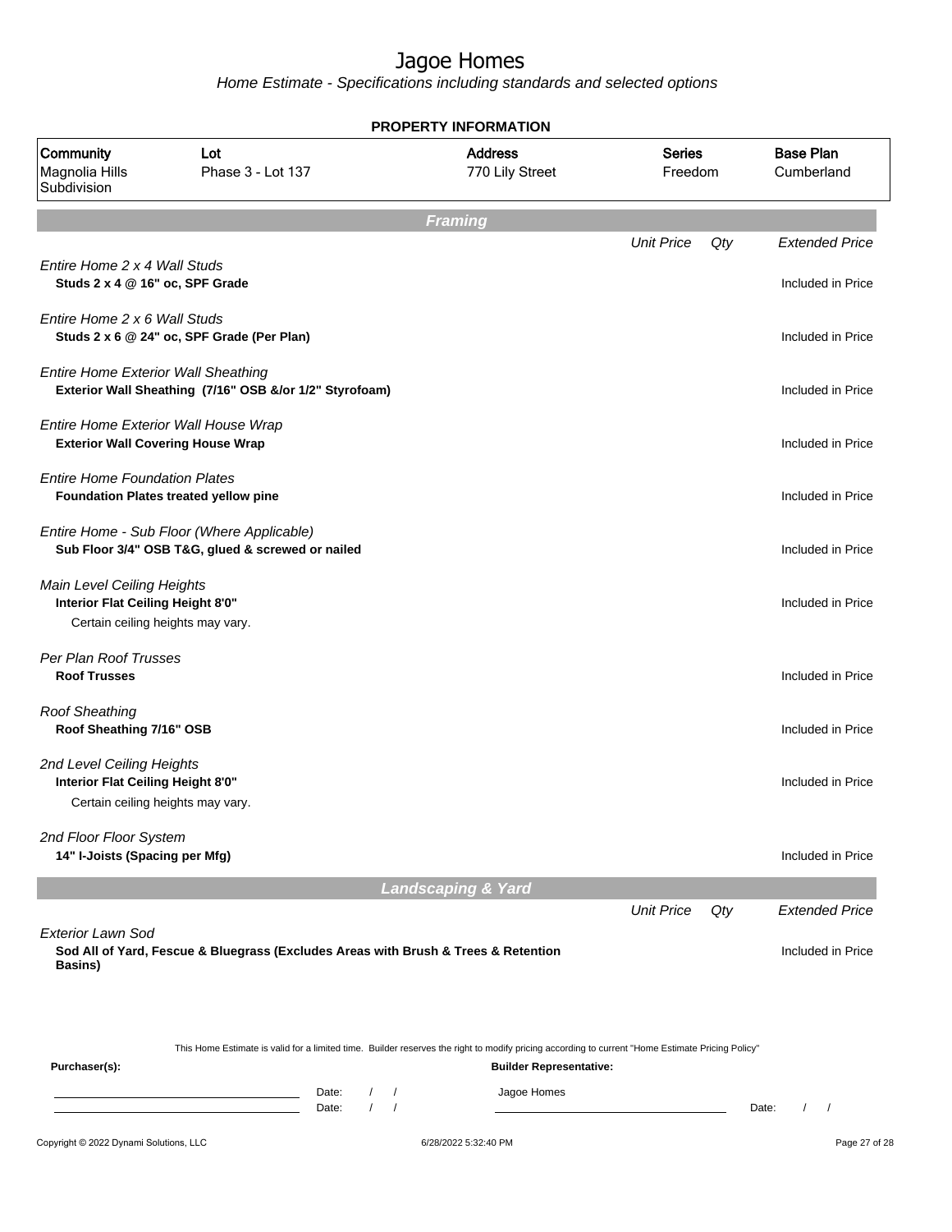# Jagoe Homes

*Home Estimate - Specifications including standards and selected options*

## PROPERTY INFORMATION

| Community | Lot | Address | Series | Base Plan |
|---|---|---|---|---|
| Magnolia Hills Subdivision | Phase 3 - Lot 137 | 770 Lily Street | Freedom | Cumberland |

## Framing

| | Unit Price | Qty | Extended Price |
|---|---|---|---|
| *Entire Home 2 x 4 Wall Studs*<br>**Studs 2 x 4 @ 16" oc, SPF Grade** | | | Included in Price |
| *Entire Home 2 x 6 Wall Studs*<br>**Studs 2 x 6 @ 24" oc, SPF Grade (Per Plan)** | | | Included in Price |
| *Entire Home Exterior Wall Sheathing*<br>**Exterior Wall Sheathing (7/16" OSB &/or 1/2" Styrofoam)** | | | Included in Price |
| *Entire Home Exterior Wall House Wrap*<br>**Exterior Wall Covering House Wrap** | | | Included in Price |
| *Entire Home Foundation Plates*<br>**Foundation Plates treated yellow pine** | | | Included in Price |
| *Entire Home - Sub Floor (Where Applicable)*<br>**Sub Floor 3/4" OSB T&G, glued & screwed or nailed** | | | Included in Price |
| *Main Level Ceiling Heights*<br>**Interior Flat Ceiling Height 8'0"**<br>Certain ceiling heights may vary. | | | Included in Price |
| *Per Plan Roof Trusses*<br>**Roof Trusses** | | | Included in Price |
| *Roof Sheathing*<br>**Roof Sheathing 7/16" OSB** | | | Included in Price |
| *2nd Level Ceiling Heights*<br>**Interior Flat Ceiling Height 8'0"**<br>Certain ceiling heights may vary. | | | Included in Price |
| *2nd Floor Floor System*<br>**14" I-Joists (Spacing per Mfg)** | | | Included in Price |

## Landscaping & Yard

| | Unit Price | Qty | Extended Price |
|---|---|---|---|
| *Exterior Lawn Sod*<br>**Sod All of Yard, Fescue & Bluegrass (Excludes Areas with Brush & Trees & Retention Basins)** | | | Included in Price |

This Home Estimate is valid for a limited time. Builder reserves the right to modify pricing according to current "Home Estimate Pricing Policy"

**Purchaser(s):**

Date: / /
Date: / /

**Builder Representative:**

Jagoe Homes

Date: / /

Copyright © 2022 Dynami Solutions, LLC 6/28/2022 5:32:40 PM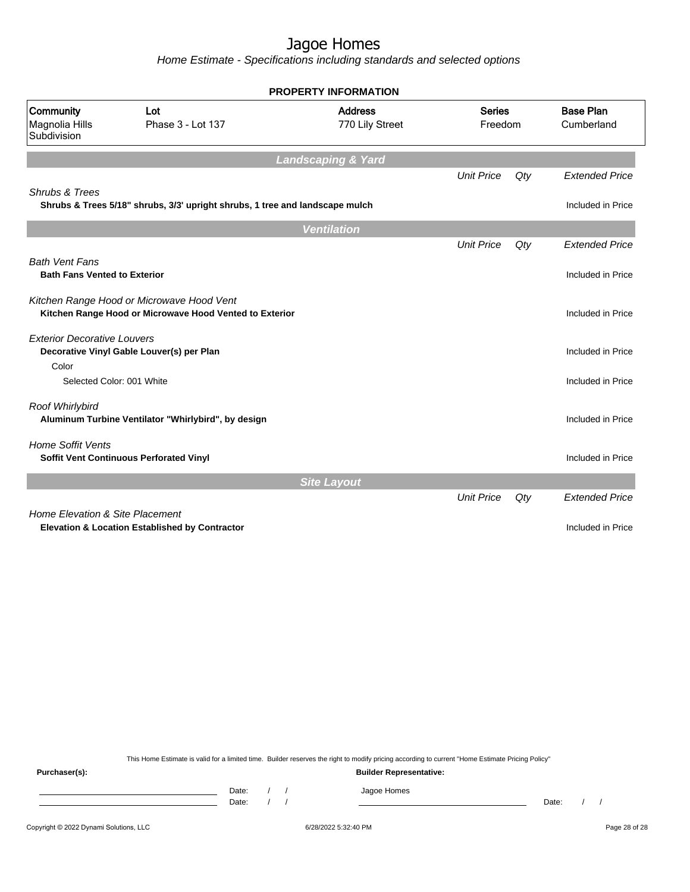# Jagoe Homes

*Home Estimate - Specifications including standards and selected options*

**PROPERTY INFORMATION**

| Community | Lot | Address | Series | Base Plan |
|---|---|---|---|---|
| Magnolia Hills Subdivision | Phase 3 - Lot 137 | 770 Lily Street | Freedom | Cumberland |

## Landscaping & Yard

| | Unit Price | Qty | Extended Price |
|---|---|---|---|
| *Shrubs & Trees* | | | |
| **Shrubs & Trees 5/18" shrubs, 3/3' upright shrubs, 1 tree and landscape mulch** | | | Included in Price |

## Ventilation

| | Unit Price | Qty | Extended Price |
|---|---|---|---|
| *Bath Vent Fans* | | | |
| **Bath Fans Vented to Exterior** | | | Included in Price |
| *Kitchen Range Hood or Microwave Hood Vent* | | | |
| **Kitchen Range Hood or Microwave Hood Vented to Exterior** | | | Included in Price |
| *Exterior Decorative Louvers* | | | |
| **Decorative Vinyl Gable Louver(s) per Plan** | | | Included in Price |
| Color | | | |
| Selected Color: 001 White | | | Included in Price |
| *Roof Whirlybird* | | | |
| **Aluminum Turbine Ventilator "Whirlybird", by design** | | | Included in Price |
| *Home Soffit Vents* | | | |
| **Soffit Vent Continuous Perforated Vinyl** | | | Included in Price |

## Site Layout

| | Unit Price | Qty | Extended Price |
|---|---|---|---|
| *Home Elevation & Site Placement* | | | |
| **Elevation & Location Established by Contractor** | | | Included in Price |

This Home Estimate is valid for a limited time. Builder reserves the right to modify pricing according to current "Home Estimate Pricing Policy"

**Purchaser(s):**

Date: / /

Date: / /

**Builder Representative:**

Jagoe Homes

Date: / /

Copyright © 2022 Dynami Solutions, LLC

6/28/2022 5:32:40 PM